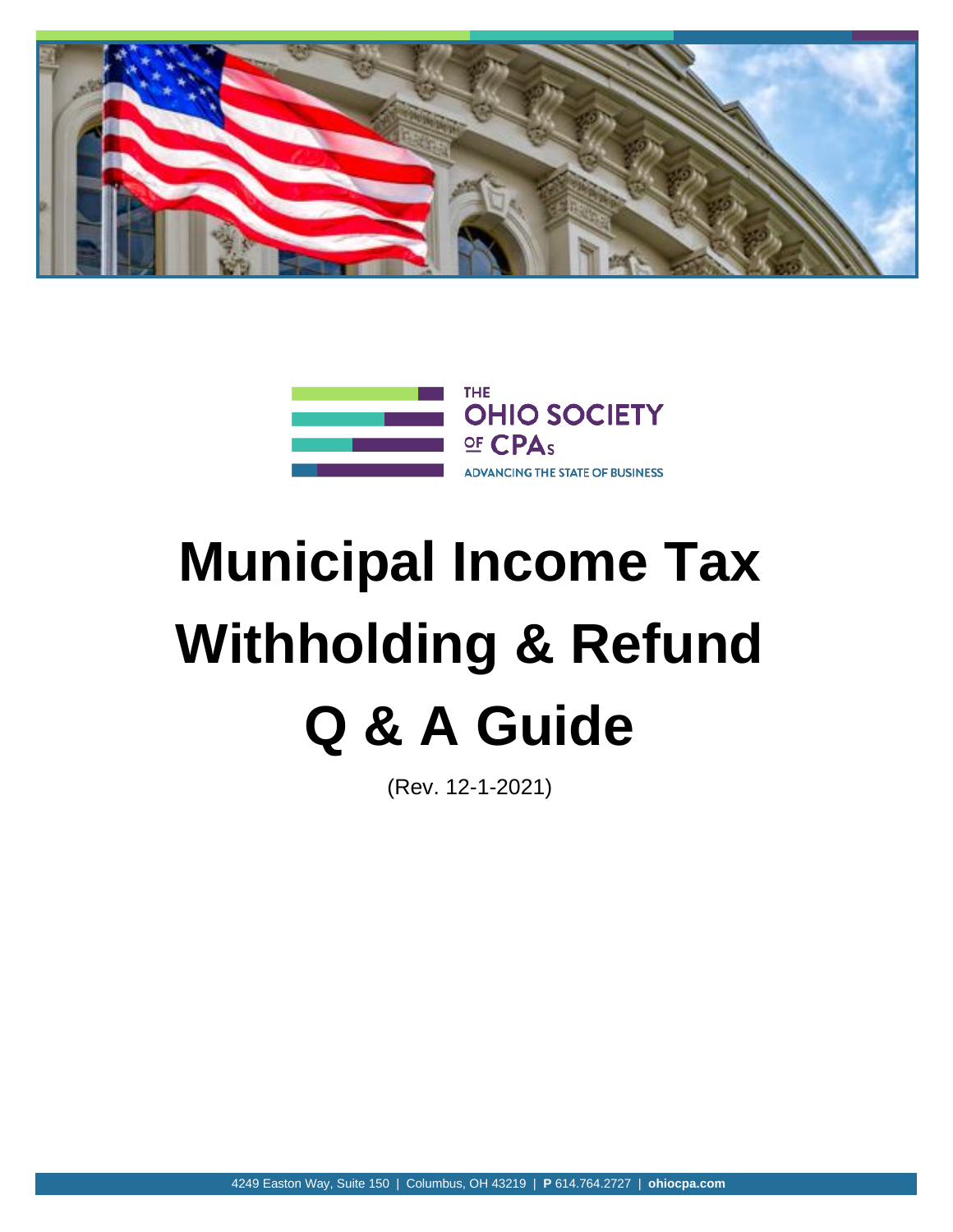THE OHIO SOCIETY OF CPAs

ADVANCING THE STATE OF BUSINESS

# Municipal Income Tax Withholding & Refund Q & A Guide

(Rev. 12-1-2021)

4249 Easton Way, Suite 150 | Columbus, OH 43219 | **P** 614.764.2727 | **ohiocpa.com**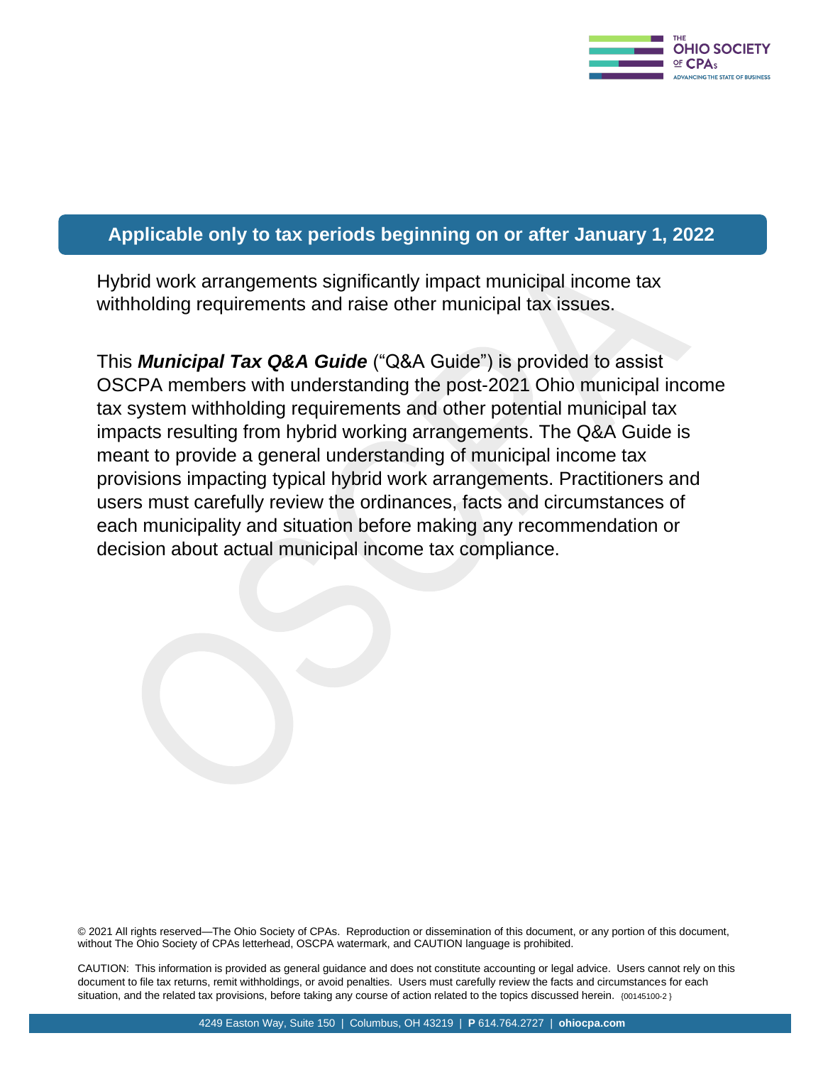## Applicable only to tax periods beginning on or after January 1, 2022

Hybrid work arrangements significantly impact municipal income tax withholding requirements and raise other municipal tax issues.

This ***Municipal Tax Q&A Guide*** ("Q&A Guide") is provided to assist OSCPA members with understanding the post-2021 Ohio municipal income tax system withholding requirements and other potential municipal tax impacts resulting from hybrid working arrangements. The Q&A Guide is meant to provide a general understanding of municipal income tax provisions impacting typical hybrid work arrangements. Practitioners and users must carefully review the ordinances, facts and circumstances of each municipality and situation before making any recommendation or decision about actual municipal income tax compliance.

© 2021 All rights reserved—The Ohio Society of CPAs. Reproduction or dissemination of this document, or any portion of this document, without The Ohio Society of CPAs letterhead, OSCPA watermark, and CAUTION language is prohibited.

CAUTION: This information is provided as general guidance and does not constitute accounting or legal advice. Users cannot rely on this document to file tax returns, remit withholdings, or avoid penalties. Users must carefully review the facts and circumstances for each situation, and the related tax provisions, before taking any course of action related to the topics discussed herein. {00145100-2 }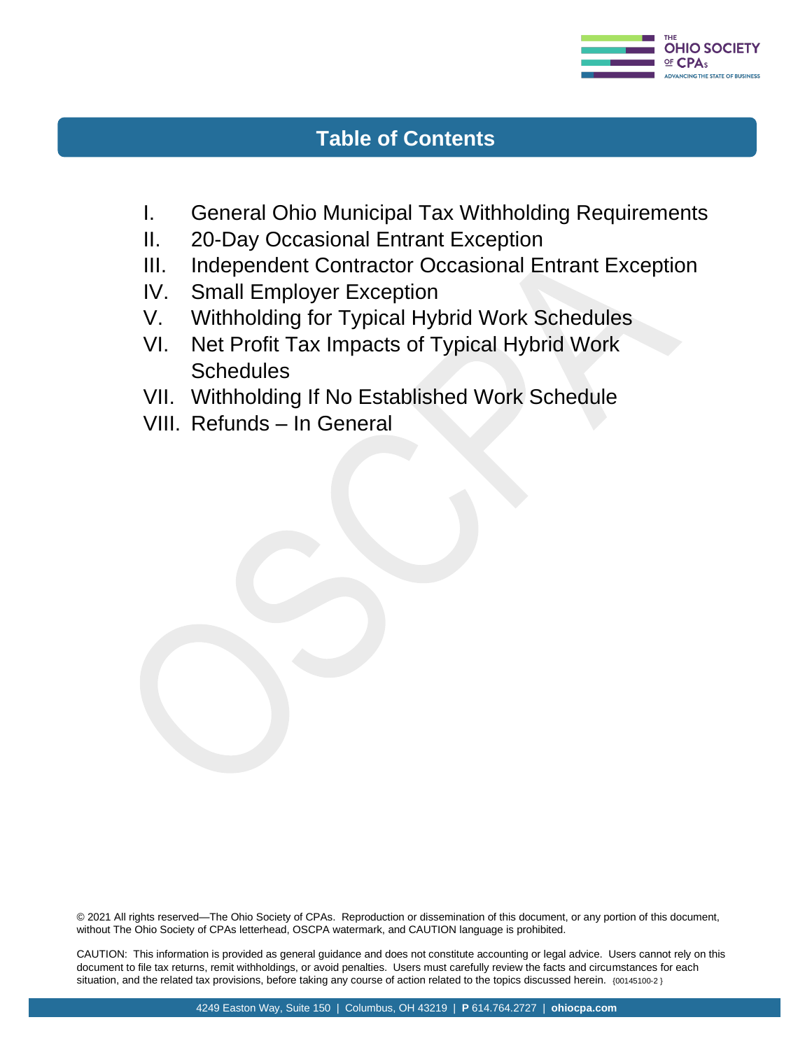# Table of Contents

I. General Ohio Municipal Tax Withholding Requirements
II. 20-Day Occasional Entrant Exception
III. Independent Contractor Occasional Entrant Exception
IV. Small Employer Exception
V. Withholding for Typical Hybrid Work Schedules
VI. Net Profit Tax Impacts of Typical Hybrid Work Schedules
VII. Withholding If No Established Work Schedule
VIII. Refunds – In General

© 2021 All rights reserved—The Ohio Society of CPAs. Reproduction or dissemination of this document, or any portion of this document, without The Ohio Society of CPAs letterhead, OSCPA watermark, and CAUTION language is prohibited.

CAUTION: This information is provided as general guidance and does not constitute accounting or legal advice. Users cannot rely on this document to file tax returns, remit withholdings, or avoid penalties. Users must carefully review the facts and circumstances for each situation, and the related tax provisions, before taking any course of action related to the topics discussed herein. {00145100-2 }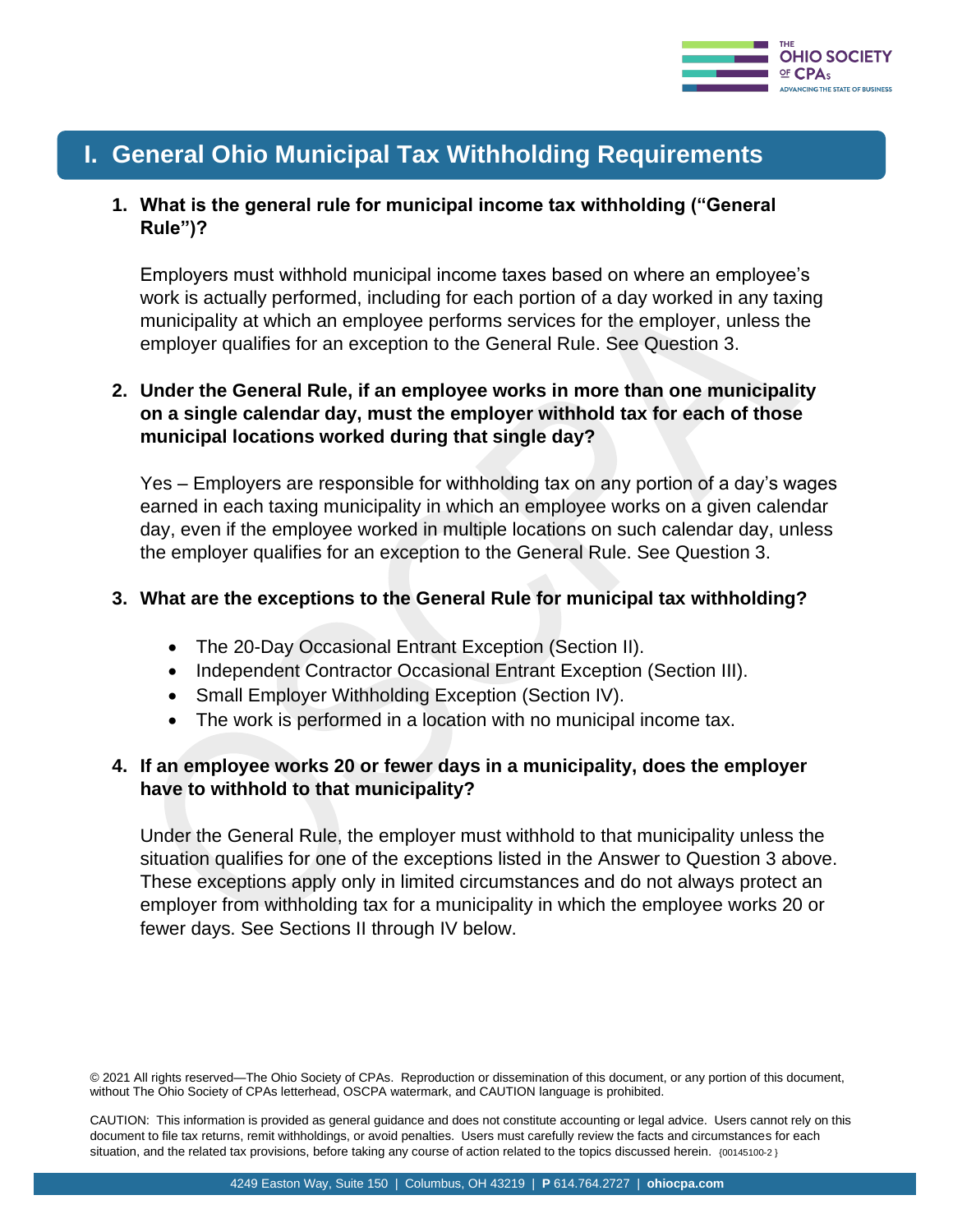# I. General Ohio Municipal Tax Withholding Requirements

**1. What is the general rule for municipal income tax withholding ("General Rule")?**

Employers must withhold municipal income taxes based on where an employee's work is actually performed, including for each portion of a day worked in any taxing municipality at which an employee performs services for the employer, unless the employer qualifies for an exception to the General Rule. See Question 3.

**2. Under the General Rule, if an employee works in more than one municipality on a single calendar day, must the employer withhold tax for each of those municipal locations worked during that single day?**

Yes – Employers are responsible for withholding tax on any portion of a day's wages earned in each taxing municipality in which an employee works on a given calendar day, even if the employee worked in multiple locations on such calendar day, unless the employer qualifies for an exception to the General Rule. See Question 3.

**3. What are the exceptions to the General Rule for municipal tax withholding?**

- The 20-Day Occasional Entrant Exception (Section II).
- Independent Contractor Occasional Entrant Exception (Section III).
- Small Employer Withholding Exception (Section IV).
- The work is performed in a location with no municipal income tax.

**4. If an employee works 20 or fewer days in a municipality, does the employer have to withhold to that municipality?**

Under the General Rule, the employer must withhold to that municipality unless the situation qualifies for one of the exceptions listed in the Answer to Question 3 above. These exceptions apply only in limited circumstances and do not always protect an employer from withholding tax for a municipality in which the employee works 20 or fewer days. See Sections II through IV below.

© 2021 All rights reserved—The Ohio Society of CPAs. Reproduction or dissemination of this document, or any portion of this document, without The Ohio Society of CPAs letterhead, OSCPA watermark, and CAUTION language is prohibited.

CAUTION: This information is provided as general guidance and does not constitute accounting or legal advice. Users cannot rely on this document to file tax returns, remit withholdings, or avoid penalties. Users must carefully review the facts and circumstances for each situation, and the related tax provisions, before taking any course of action related to the topics discussed herein. {00145100-2 }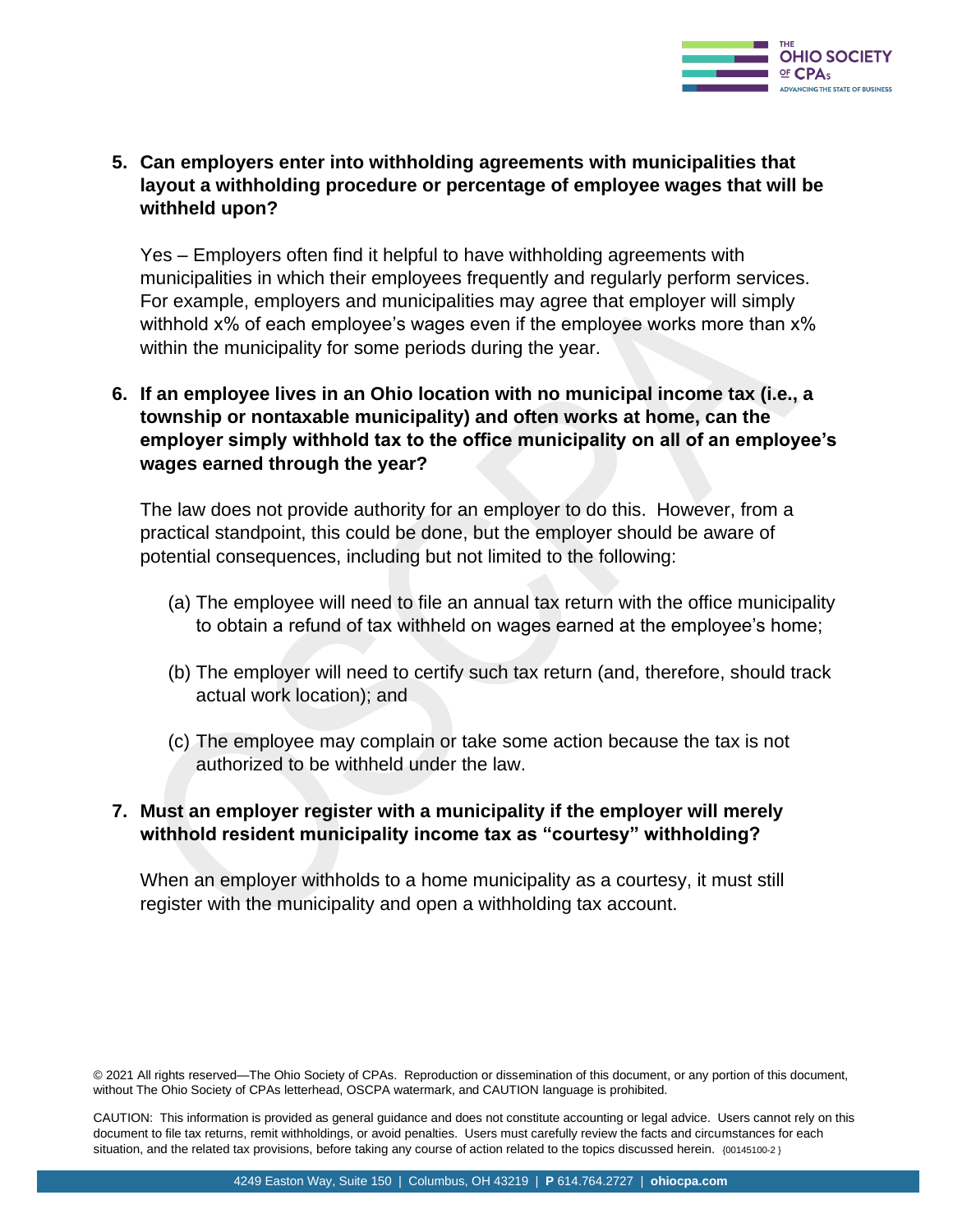5. **Can employers enter into withholding agreements with municipalities that layout a withholding procedure or percentage of employee wages that will be withheld upon?**

   Yes – Employers often find it helpful to have withholding agreements with municipalities in which their employees frequently and regularly perform services. For example, employers and municipalities may agree that employer will simply withhold x% of each employee's wages even if the employee works more than x% within the municipality for some periods during the year.

6. **If an employee lives in an Ohio location with no municipal income tax (i.e., a township or nontaxable municipality) and often works at home, can the employer simply withhold tax to the office municipality on all of an employee's wages earned through the year?**

   The law does not provide authority for an employer to do this. However, from a practical standpoint, this could be done, but the employer should be aware of potential consequences, including but not limited to the following:

   (a) The employee will need to file an annual tax return with the office municipality to obtain a refund of tax withheld on wages earned at the employee's home;

   (b) The employer will need to certify such tax return (and, therefore, should track actual work location); and

   (c) The employee may complain or take some action because the tax is not authorized to be withheld under the law.

7. **Must an employer register with a municipality if the employer will merely withhold resident municipality income tax as "courtesy" withholding?**

   When an employer withholds to a home municipality as a courtesy, it must still register with the municipality and open a withholding tax account.

© 2021 All rights reserved—The Ohio Society of CPAs. Reproduction or dissemination of this document, or any portion of this document, without The Ohio Society of CPAs letterhead, OSCPA watermark, and CAUTION language is prohibited.

CAUTION: This information is provided as general guidance and does not constitute accounting or legal advice. Users cannot rely on this document to file tax returns, remit withholdings, or avoid penalties. Users must carefully review the facts and circumstances for each situation, and the related tax provisions, before taking any course of action related to the topics discussed herein. {00145100-2 }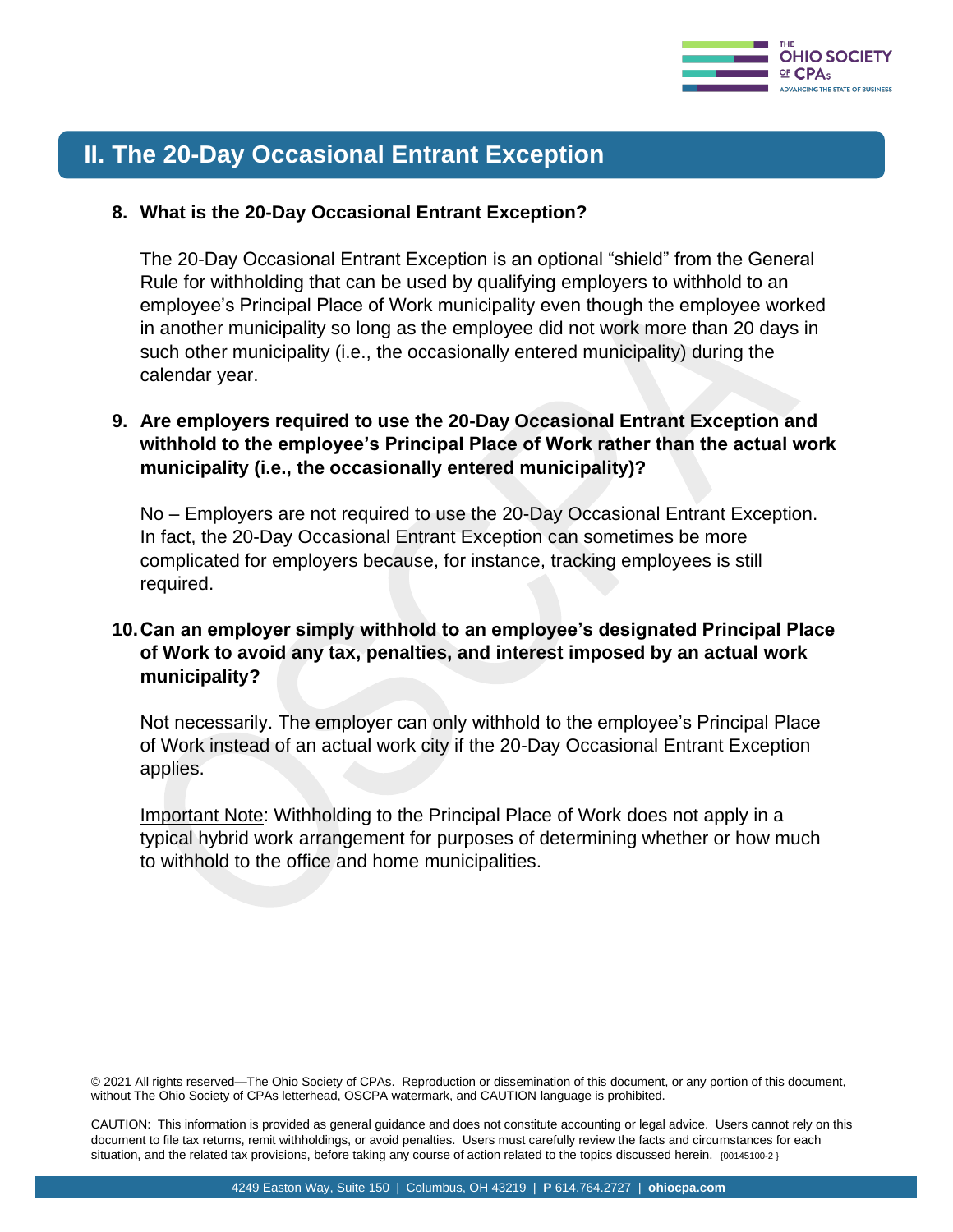## II. The 20-Day Occasional Entrant Exception

**8. What is the 20-Day Occasional Entrant Exception?**

The 20-Day Occasional Entrant Exception is an optional "shield" from the General Rule for withholding that can be used by qualifying employers to withhold to an employee's Principal Place of Work municipality even though the employee worked in another municipality so long as the employee did not work more than 20 days in such other municipality (i.e., the occasionally entered municipality) during the calendar year.

**9. Are employers required to use the 20-Day Occasional Entrant Exception and withhold to the employee's Principal Place of Work rather than the actual work municipality (i.e., the occasionally entered municipality)?**

No – Employers are not required to use the 20-Day Occasional Entrant Exception. In fact, the 20-Day Occasional Entrant Exception can sometimes be more complicated for employers because, for instance, tracking employees is still required.

**10. Can an employer simply withhold to an employee's designated Principal Place of Work to avoid any tax, penalties, and interest imposed by an actual work municipality?**

Not necessarily. The employer can only withhold to the employee's Principal Place of Work instead of an actual work city if the 20-Day Occasional Entrant Exception applies.

Important Note: Withholding to the Principal Place of Work does not apply in a typical hybrid work arrangement for purposes of determining whether or how much to withhold to the office and home municipalities.

© 2021 All rights reserved—The Ohio Society of CPAs. Reproduction or dissemination of this document, or any portion of this document, without The Ohio Society of CPAs letterhead, OSCPA watermark, and CAUTION language is prohibited.

CAUTION: This information is provided as general guidance and does not constitute accounting or legal advice. Users cannot rely on this document to file tax returns, remit withholdings, or avoid penalties. Users must carefully review the facts and circumstances for each situation, and the related tax provisions, before taking any course of action related to the topics discussed herein. {00145100-2 }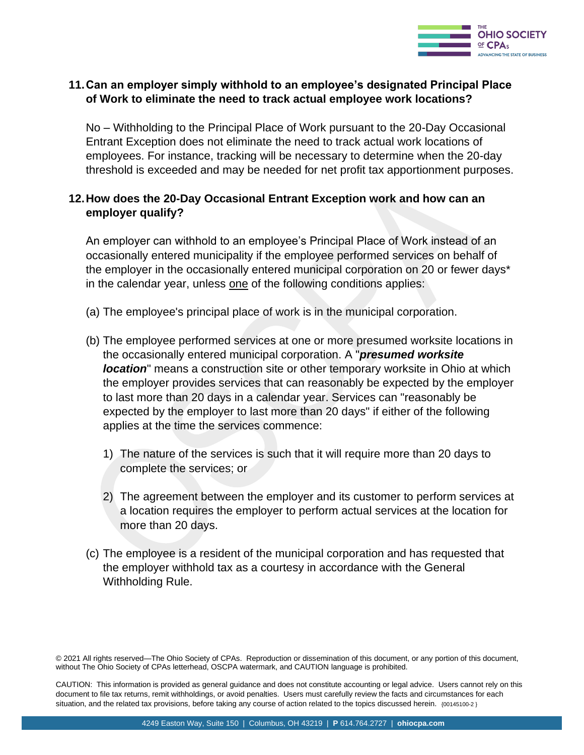**11. Can an employer simply withhold to an employee's designated Principal Place of Work to eliminate the need to track actual employee work locations?**

No – Withholding to the Principal Place of Work pursuant to the 20-Day Occasional Entrant Exception does not eliminate the need to track actual work locations of employees. For instance, tracking will be necessary to determine when the 20-day threshold is exceeded and may be needed for net profit tax apportionment purposes.

**12. How does the 20-Day Occasional Entrant Exception work and how can an employer qualify?**

An employer can withhold to an employee's Principal Place of Work instead of an occasionally entered municipality if the employee performed services on behalf of the employer in the occasionally entered municipal corporation on 20 or fewer days* in the calendar year, unless one of the following conditions applies:

(a) The employee's principal place of work is in the municipal corporation.

(b) The employee performed services at one or more presumed worksite locations in the occasionally entered municipal corporation. A "***presumed worksite location***" means a construction site or other temporary worksite in Ohio at which the employer provides services that can reasonably be expected by the employer to last more than 20 days in a calendar year. Services can "reasonably be expected by the employer to last more than 20 days" if either of the following applies at the time the services commence:

1) The nature of the services is such that it will require more than 20 days to complete the services; or

2) The agreement between the employer and its customer to perform services at a location requires the employer to perform actual services at the location for more than 20 days.

(c) The employee is a resident of the municipal corporation and has requested that the employer withhold tax as a courtesy in accordance with the General Withholding Rule.

© 2021 All rights reserved—The Ohio Society of CPAs. Reproduction or dissemination of this document, or any portion of this document, without The Ohio Society of CPAs letterhead, OSCPA watermark, and CAUTION language is prohibited.

CAUTION: This information is provided as general guidance and does not constitute accounting or legal advice. Users cannot rely on this document to file tax returns, remit withholdings, or avoid penalties. Users must carefully review the facts and circumstances for each situation, and the related tax provisions, before taking any course of action related to the topics discussed herein. {00145100-2 }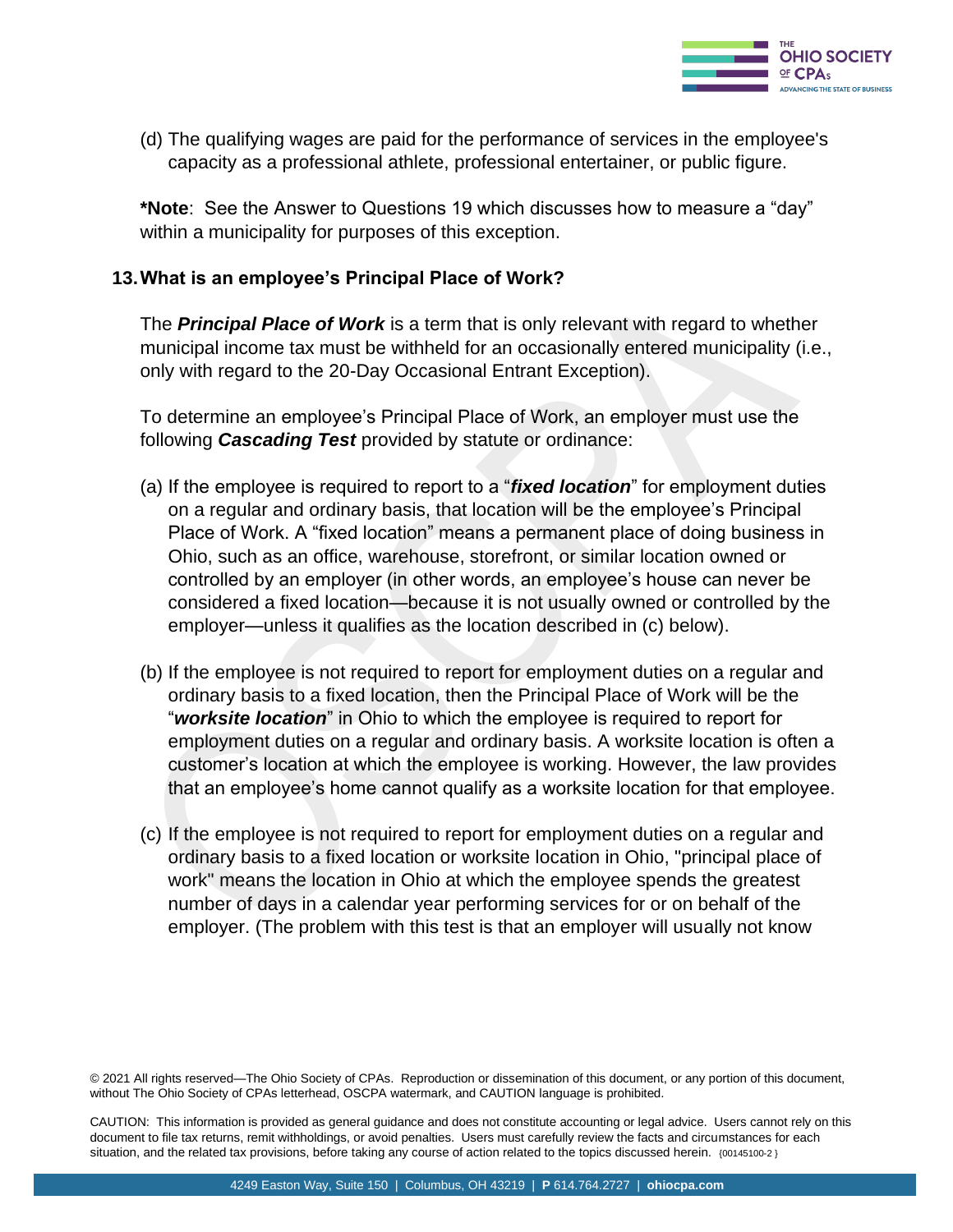(d) The qualifying wages are paid for the performance of services in the employee's capacity as a professional athlete, professional entertainer, or public figure.

**\*Note**: See the Answer to Questions 19 which discusses how to measure a "day" within a municipality for purposes of this exception.

## 13. What is an employee's Principal Place of Work?

The ***Principal Place of Work*** is a term that is only relevant with regard to whether municipal income tax must be withheld for an occasionally entered municipality (i.e., only with regard to the 20-Day Occasional Entrant Exception).

To determine an employee's Principal Place of Work, an employer must use the following ***Cascading Test*** provided by statute or ordinance:

(a) If the employee is required to report to a "***fixed location***" for employment duties on a regular and ordinary basis, that location will be the employee's Principal Place of Work. A "fixed location" means a permanent place of doing business in Ohio, such as an office, warehouse, storefront, or similar location owned or controlled by an employer (in other words, an employee's house can never be considered a fixed location—because it is not usually owned or controlled by the employer—unless it qualifies as the location described in (c) below).

(b) If the employee is not required to report for employment duties on a regular and ordinary basis to a fixed location, then the Principal Place of Work will be the "***worksite location***" in Ohio to which the employee is required to report for employment duties on a regular and ordinary basis. A worksite location is often a customer's location at which the employee is working. However, the law provides that an employee's home cannot qualify as a worksite location for that employee.

(c) If the employee is not required to report for employment duties on a regular and ordinary basis to a fixed location or worksite location in Ohio, "principal place of work" means the location in Ohio at which the employee spends the greatest number of days in a calendar year performing services for or on behalf of the employer. (The problem with this test is that an employer will usually not know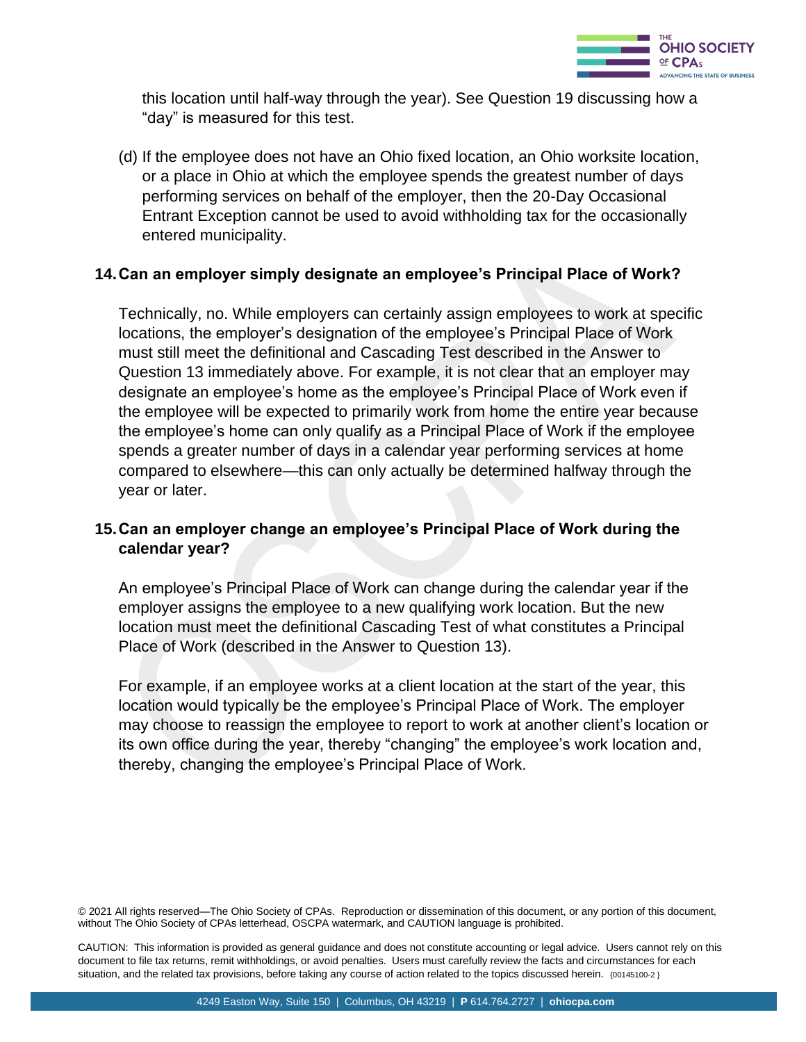this location until half-way through the year). See Question 19 discussing how a "day" is measured for this test.

(d) If the employee does not have an Ohio fixed location, an Ohio worksite location, or a place in Ohio at which the employee spends the greatest number of days performing services on behalf of the employer, then the 20-Day Occasional Entrant Exception cannot be used to avoid withholding tax for the occasionally entered municipality.

### 14. Can an employer simply designate an employee's Principal Place of Work?

Technically, no. While employers can certainly assign employees to work at specific locations, the employer's designation of the employee's Principal Place of Work must still meet the definitional and Cascading Test described in the Answer to Question 13 immediately above. For example, it is not clear that an employer may designate an employee's home as the employee's Principal Place of Work even if the employee will be expected to primarily work from home the entire year because the employee's home can only qualify as a Principal Place of Work if the employee spends a greater number of days in a calendar year performing services at home compared to elsewhere—this can only actually be determined halfway through the year or later.

### 15. Can an employer change an employee's Principal Place of Work during the calendar year?

An employee's Principal Place of Work can change during the calendar year if the employer assigns the employee to a new qualifying work location. But the new location must meet the definitional Cascading Test of what constitutes a Principal Place of Work (described in the Answer to Question 13).

For example, if an employee works at a client location at the start of the year, this location would typically be the employee's Principal Place of Work. The employer may choose to reassign the employee to report to work at another client's location or its own office during the year, thereby "changing" the employee's work location and, thereby, changing the employee's Principal Place of Work.

© 2021 All rights reserved—The Ohio Society of CPAs. Reproduction or dissemination of this document, or any portion of this document, without The Ohio Society of CPAs letterhead, OSCPA watermark, and CAUTION language is prohibited.

CAUTION: This information is provided as general guidance and does not constitute accounting or legal advice. Users cannot rely on this document to file tax returns, remit withholdings, or avoid penalties. Users must carefully review the facts and circumstances for each situation, and the related tax provisions, before taking any course of action related to the topics discussed herein. {00145100-2 }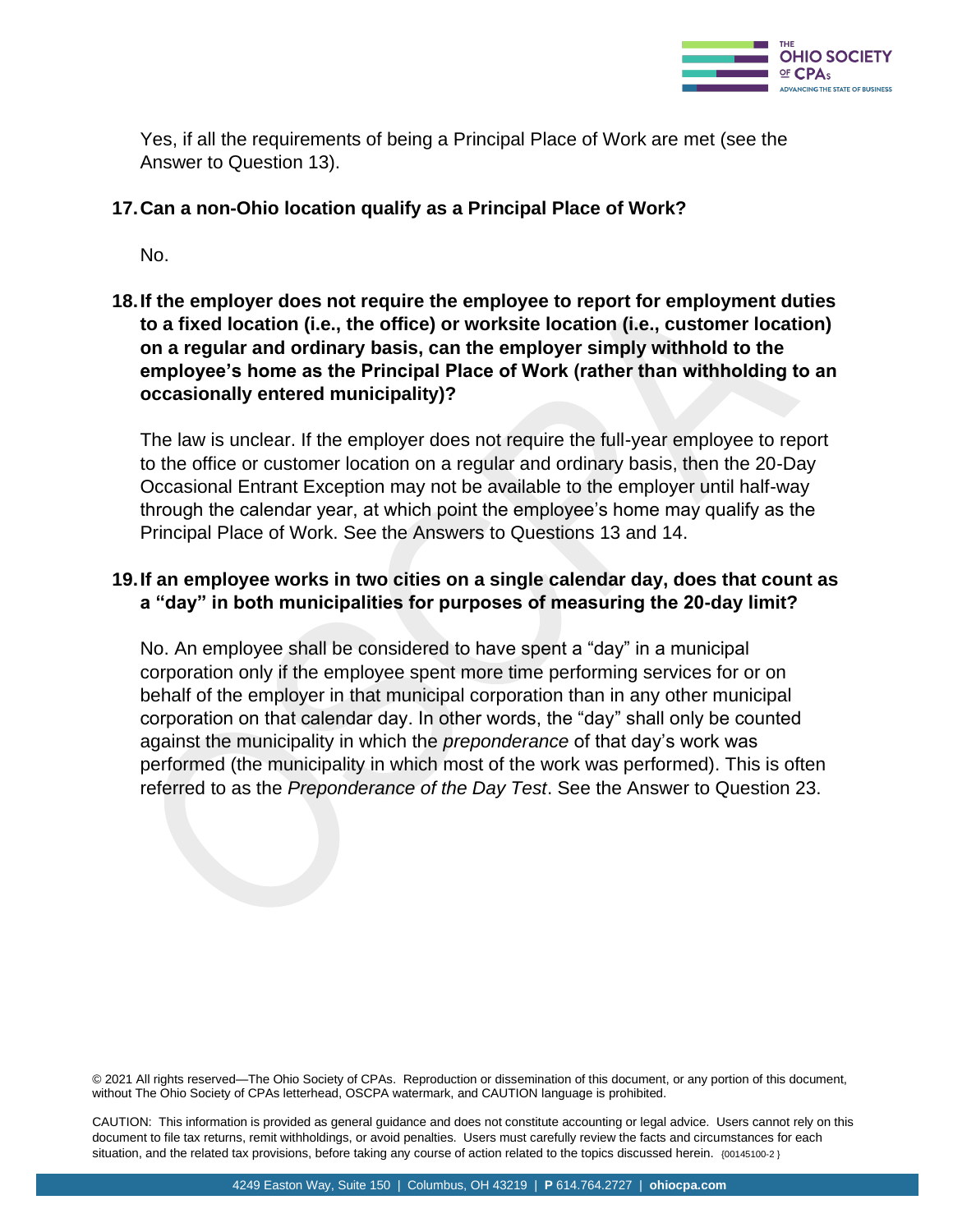Yes, if all the requirements of being a Principal Place of Work are met (see the Answer to Question 13).

**17. Can a non-Ohio location qualify as a Principal Place of Work?**

No.

**18. If the employer does not require the employee to report for employment duties to a fixed location (i.e., the office) or worksite location (i.e., customer location) on a regular and ordinary basis, can the employer simply withhold to the employee's home as the Principal Place of Work (rather than withholding to an occasionally entered municipality)?**

The law is unclear. If the employer does not require the full-year employee to report to the office or customer location on a regular and ordinary basis, then the 20-Day Occasional Entrant Exception may not be available to the employer until half-way through the calendar year, at which point the employee's home may qualify as the Principal Place of Work. See the Answers to Questions 13 and 14.

**19. If an employee works in two cities on a single calendar day, does that count as a "day" in both municipalities for purposes of measuring the 20-day limit?**

No. An employee shall be considered to have spent a "day" in a municipal corporation only if the employee spent more time performing services for or on behalf of the employer in that municipal corporation than in any other municipal corporation on that calendar day. In other words, the "day" shall only be counted against the municipality in which the *preponderance* of that day's work was performed (the municipality in which most of the work was performed). This is often referred to as the *Preponderance of the Day Test*. See the Answer to Question 23.

© 2021 All rights reserved—The Ohio Society of CPAs. Reproduction or dissemination of this document, or any portion of this document, without The Ohio Society of CPAs letterhead, OSCPA watermark, and CAUTION language is prohibited.

CAUTION: This information is provided as general guidance and does not constitute accounting or legal advice. Users cannot rely on this document to file tax returns, remit withholdings, or avoid penalties. Users must carefully review the facts and circumstances for each situation, and the related tax provisions, before taking any course of action related to the topics discussed herein. {00145100-2 }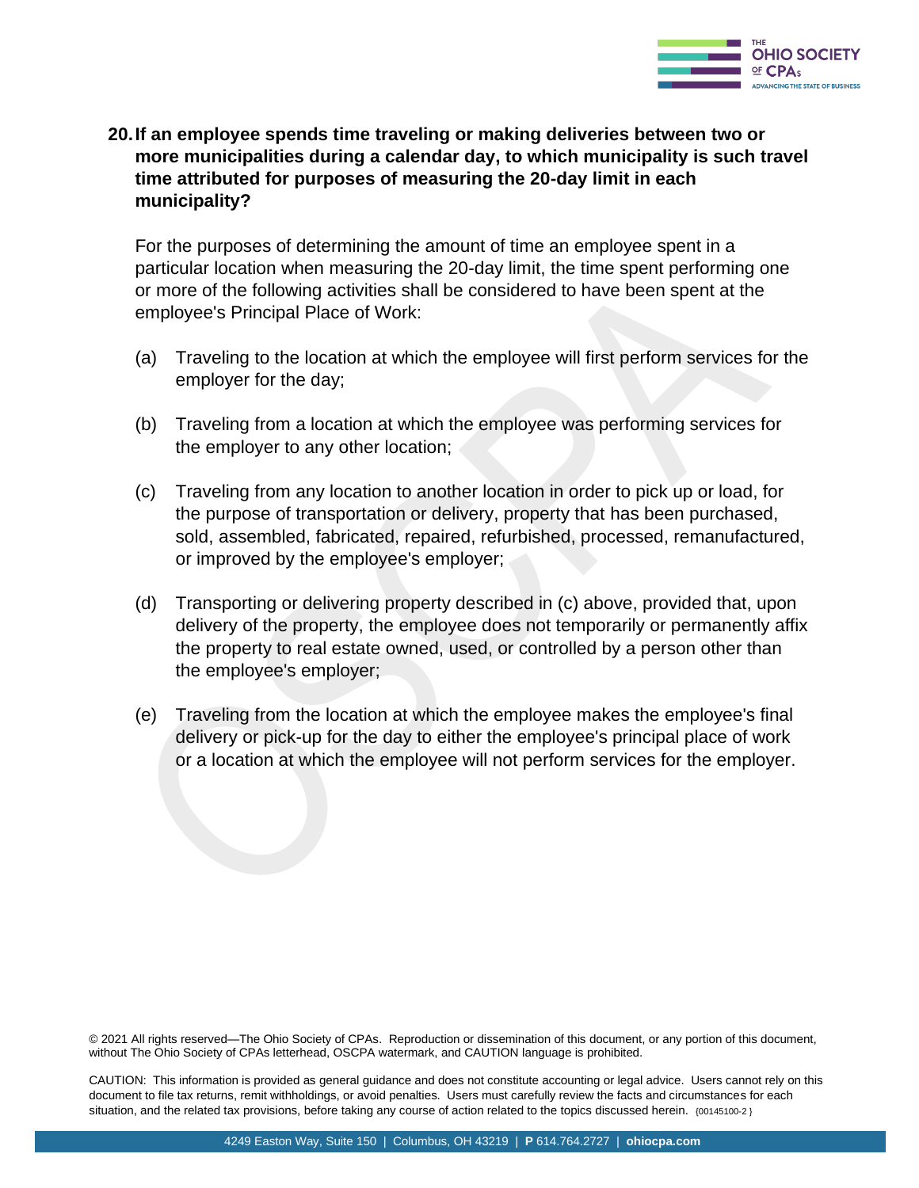**20. If an employee spends time traveling or making deliveries between two or more municipalities during a calendar day, to which municipality is such travel time attributed for purposes of measuring the 20-day limit in each municipality?**

For the purposes of determining the amount of time an employee spent in a particular location when measuring the 20-day limit, the time spent performing one or more of the following activities shall be considered to have been spent at the employee's Principal Place of Work:

(a) Traveling to the location at which the employee will first perform services for the employer for the day;

(b) Traveling from a location at which the employee was performing services for the employer to any other location;

(c) Traveling from any location to another location in order to pick up or load, for the purpose of transportation or delivery, property that has been purchased, sold, assembled, fabricated, repaired, refurbished, processed, remanufactured, or improved by the employee's employer;

(d) Transporting or delivering property described in (c) above, provided that, upon delivery of the property, the employee does not temporarily or permanently affix the property to real estate owned, used, or controlled by a person other than the employee's employer;

(e) Traveling from the location at which the employee makes the employee's final delivery or pick-up for the day to either the employee's principal place of work or a location at which the employee will not perform services for the employer.

© 2021 All rights reserved—The Ohio Society of CPAs. Reproduction or dissemination of this document, or any portion of this document, without The Ohio Society of CPAs letterhead, OSCPA watermark, and CAUTION language is prohibited.

CAUTION: This information is provided as general guidance and does not constitute accounting or legal advice. Users cannot rely on this document to file tax returns, remit withholdings, or avoid penalties. Users must carefully review the facts and circumstances for each situation, and the related tax provisions, before taking any course of action related to the topics discussed herein. {00145100-2 }

4249 Easton Way, Suite 150 | Columbus, OH 43219 | **P** 614.764.2727 | **ohiocpa.com**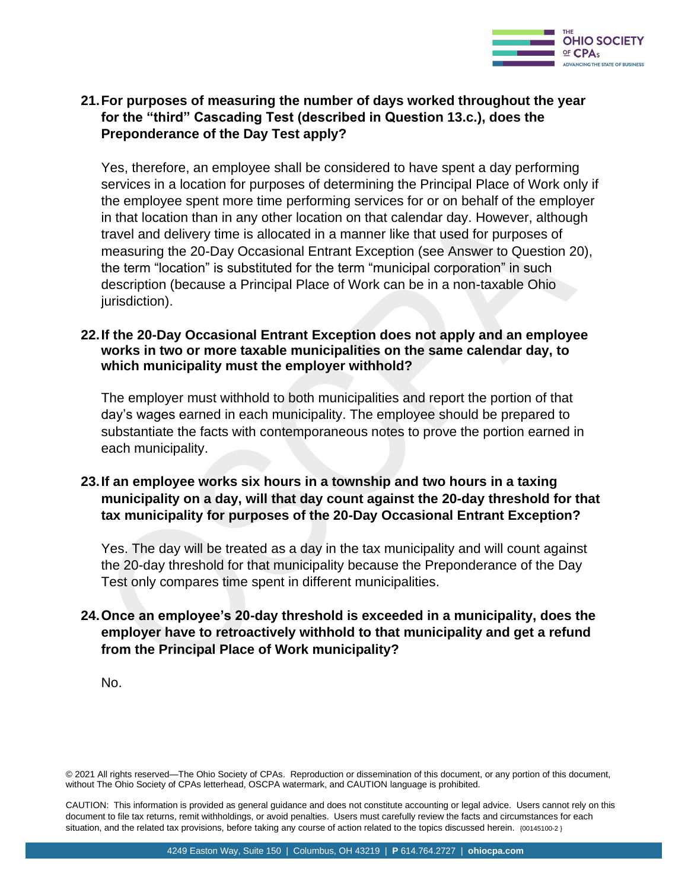**21. For purposes of measuring the number of days worked throughout the year for the "third" Cascading Test (described in Question 13.c.), does the Preponderance of the Day Test apply?**

Yes, therefore, an employee shall be considered to have spent a day performing services in a location for purposes of determining the Principal Place of Work only if the employee spent more time performing services for or on behalf of the employer in that location than in any other location on that calendar day. However, although travel and delivery time is allocated in a manner like that used for purposes of measuring the 20-Day Occasional Entrant Exception (see Answer to Question 20), the term "location" is substituted for the term "municipal corporation" in such description (because a Principal Place of Work can be in a non-taxable Ohio jurisdiction).

**22. If the 20-Day Occasional Entrant Exception does not apply and an employee works in two or more taxable municipalities on the same calendar day, to which municipality must the employer withhold?**

The employer must withhold to both municipalities and report the portion of that day's wages earned in each municipality. The employee should be prepared to substantiate the facts with contemporaneous notes to prove the portion earned in each municipality.

**23. If an employee works six hours in a township and two hours in a taxing municipality on a day, will that day count against the 20-day threshold for that tax municipality for purposes of the 20-Day Occasional Entrant Exception?**

Yes. The day will be treated as a day in the tax municipality and will count against the 20-day threshold for that municipality because the Preponderance of the Day Test only compares time spent in different municipalities.

**24. Once an employee's 20-day threshold is exceeded in a municipality, does the employer have to retroactively withhold to that municipality and get a refund from the Principal Place of Work municipality?**

No.

© 2021 All rights reserved—The Ohio Society of CPAs. Reproduction or dissemination of this document, or any portion of this document, without The Ohio Society of CPAs letterhead, OSCPA watermark, and CAUTION language is prohibited.

CAUTION: This information is provided as general guidance and does not constitute accounting or legal advice. Users cannot rely on this document to file tax returns, remit withholdings, or avoid penalties. Users must carefully review the facts and circumstances for each situation, and the related tax provisions, before taking any course of action related to the topics discussed herein. {00145100-2 }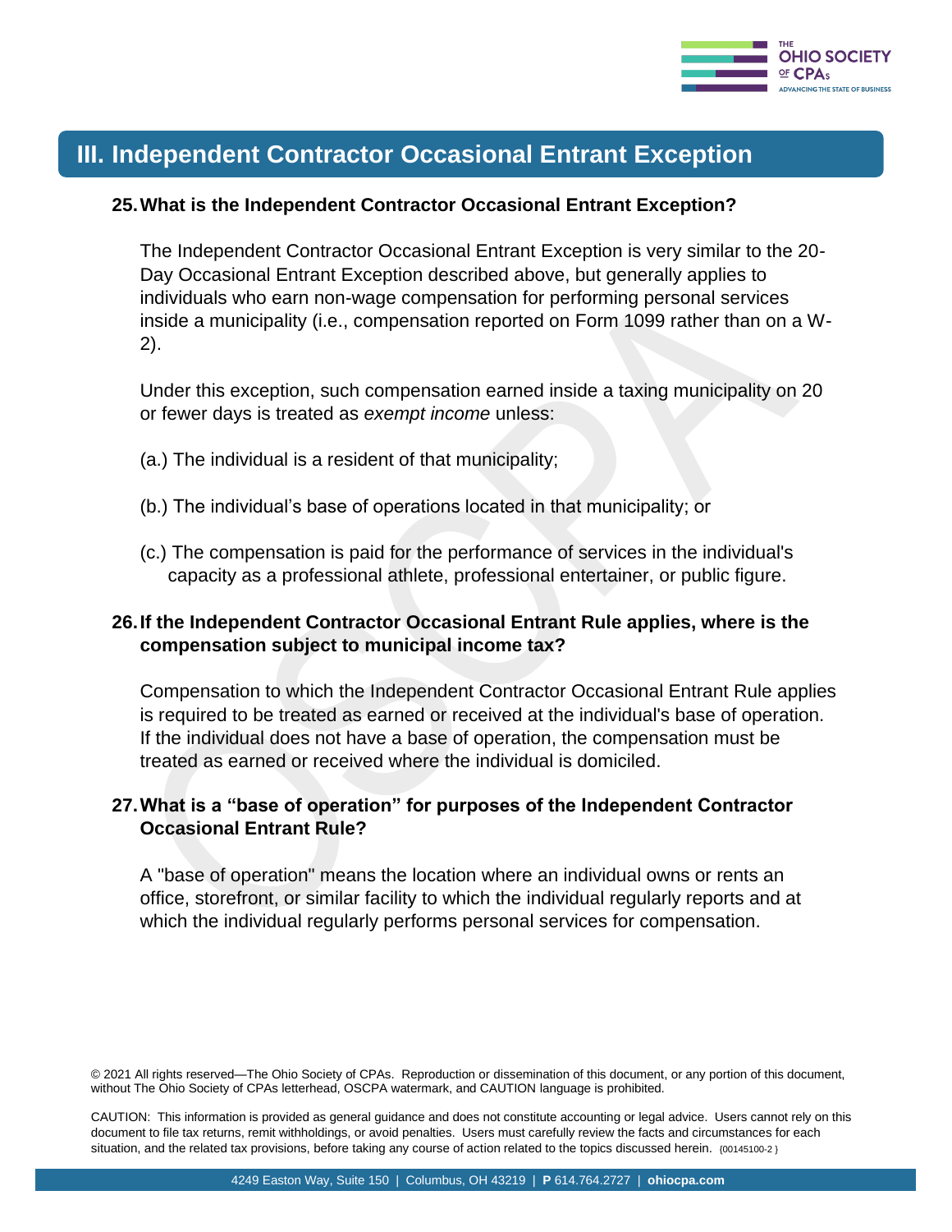## III. Independent Contractor Occasional Entrant Exception

**25. What is the Independent Contractor Occasional Entrant Exception?**

The Independent Contractor Occasional Entrant Exception is very similar to the 20-Day Occasional Entrant Exception described above, but generally applies to individuals who earn non-wage compensation for performing personal services inside a municipality (i.e., compensation reported on Form 1099 rather than on a W-2).

Under this exception, such compensation earned inside a taxing municipality on 20 or fewer days is treated as *exempt income* unless:

(a.) The individual is a resident of that municipality;

(b.) The individual's base of operations located in that municipality; or

(c.) The compensation is paid for the performance of services in the individual's capacity as a professional athlete, professional entertainer, or public figure.

**26. If the Independent Contractor Occasional Entrant Rule applies, where is the compensation subject to municipal income tax?**

Compensation to which the Independent Contractor Occasional Entrant Rule applies is required to be treated as earned or received at the individual's base of operation. If the individual does not have a base of operation, the compensation must be treated as earned or received where the individual is domiciled.

**27. What is a "base of operation" for purposes of the Independent Contractor Occasional Entrant Rule?**

A "base of operation" means the location where an individual owns or rents an office, storefront, or similar facility to which the individual regularly reports and at which the individual regularly performs personal services for compensation.

© 2021 All rights reserved—The Ohio Society of CPAs. Reproduction or dissemination of this document, or any portion of this document, without The Ohio Society of CPAs letterhead, OSCPA watermark, and CAUTION language is prohibited.

CAUTION: This information is provided as general guidance and does not constitute accounting or legal advice. Users cannot rely on this document to file tax returns, remit withholdings, or avoid penalties. Users must carefully review the facts and circumstances for each situation, and the related tax provisions, before taking any course of action related to the topics discussed herein. {00145100-2 }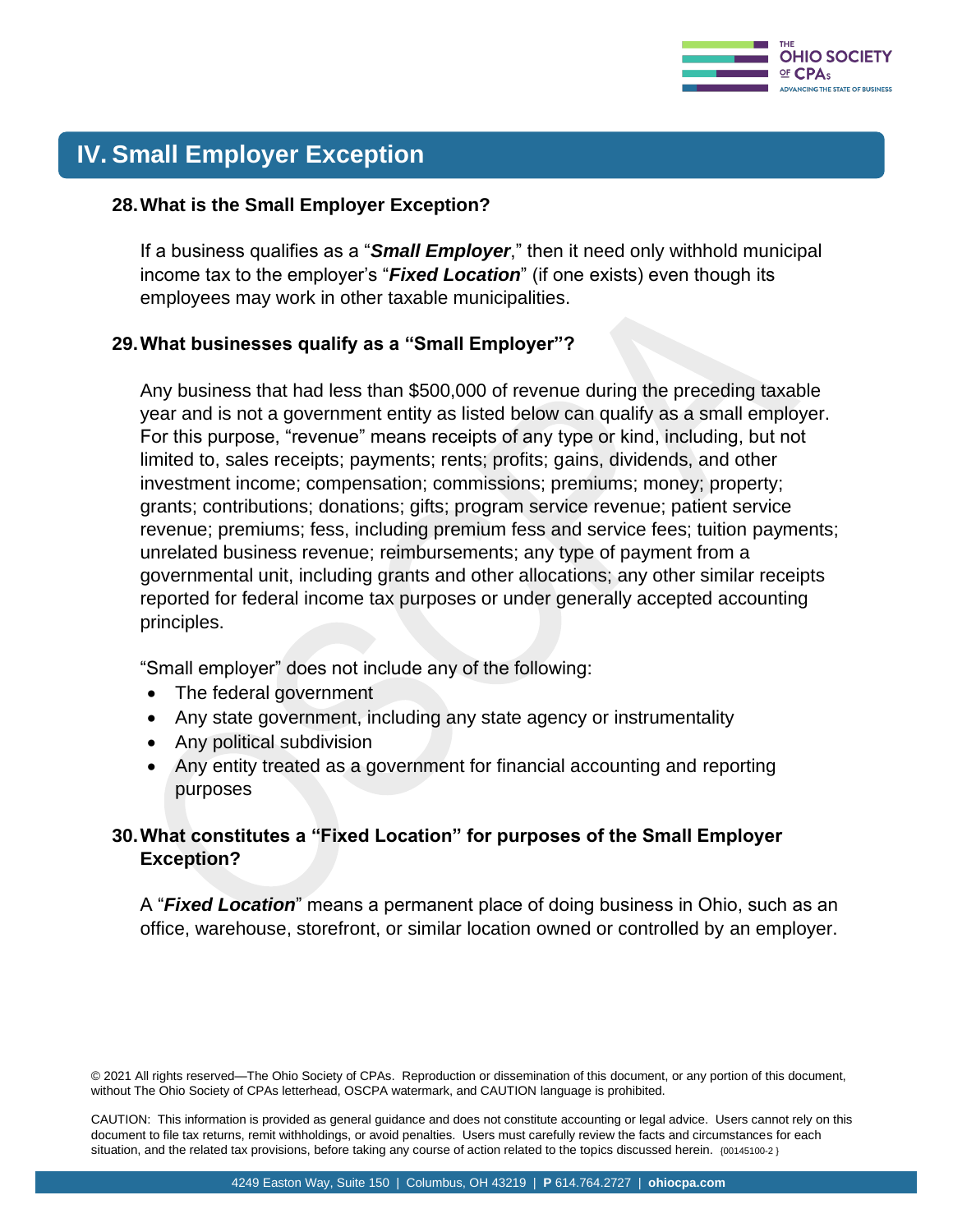## IV. Small Employer Exception

### 28. What is the Small Employer Exception?

If a business qualifies as a "***Small Employer***," then it need only withhold municipal income tax to the employer's "***Fixed Location***" (if one exists) even though its employees may work in other taxable municipalities.

### 29. What businesses qualify as a "Small Employer"?

Any business that had less than $500,000 of revenue during the preceding taxable year and is not a government entity as listed below can qualify as a small employer. For this purpose, "revenue" means receipts of any type or kind, including, but not limited to, sales receipts; payments; rents; profits; gains, dividends, and other investment income; compensation; commissions; premiums; money; property; grants; contributions; donations; gifts; program service revenue; patient service revenue; premiums; fess, including premium fess and service fees; tuition payments; unrelated business revenue; reimbursements; any type of payment from a governmental unit, including grants and other allocations; any other similar receipts reported for federal income tax purposes or under generally accepted accounting principles.

"Small employer" does not include any of the following:

- The federal government
- Any state government, including any state agency or instrumentality
- Any political subdivision
- Any entity treated as a government for financial accounting and reporting purposes

### 30. What constitutes a "Fixed Location" for purposes of the Small Employer Exception?

A "***Fixed Location***" means a permanent place of doing business in Ohio, such as an office, warehouse, storefront, or similar location owned or controlled by an employer.

© 2021 All rights reserved—The Ohio Society of CPAs. Reproduction or dissemination of this document, or any portion of this document, without The Ohio Society of CPAs letterhead, OSCPA watermark, and CAUTION language is prohibited.

CAUTION: This information is provided as general guidance and does not constitute accounting or legal advice. Users cannot rely on this document to file tax returns, remit withholdings, or avoid penalties. Users must carefully review the facts and circumstances for each situation, and the related tax provisions, before taking any course of action related to the topics discussed herein. {00145100-2 }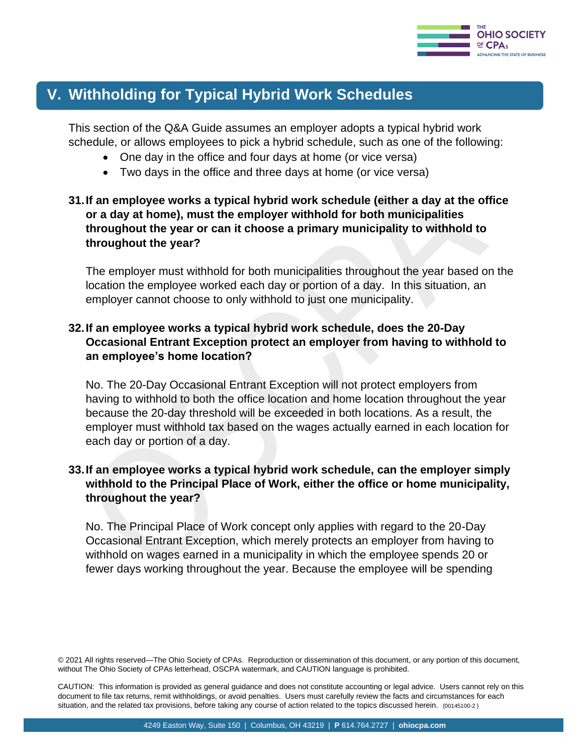## V. Withholding for Typical Hybrid Work Schedules

This section of the Q&A Guide assumes an employer adopts a typical hybrid work schedule, or allows employees to pick a hybrid schedule, such as one of the following:

- One day in the office and four days at home (or vice versa)
- Two days in the office and three days at home (or vice versa)

**31. If an employee works a typical hybrid work schedule (either a day at the office or a day at home), must the employer withhold for both municipalities throughout the year or can it choose a primary municipality to withhold to throughout the year?**

The employer must withhold for both municipalities throughout the year based on the location the employee worked each day or portion of a day. In this situation, an employer cannot choose to only withhold to just one municipality.

**32. If an employee works a typical hybrid work schedule, does the 20-Day Occasional Entrant Exception protect an employer from having to withhold to an employee's home location?**

No. The 20-Day Occasional Entrant Exception will not protect employers from having to withhold to both the office location and home location throughout the year because the 20-day threshold will be exceeded in both locations. As a result, the employer must withhold tax based on the wages actually earned in each location for each day or portion of a day.

**33. If an employee works a typical hybrid work schedule, can the employer simply withhold to the Principal Place of Work, either the office or home municipality, throughout the year?**

No. The Principal Place of Work concept only applies with regard to the 20-Day Occasional Entrant Exception, which merely protects an employer from having to withhold on wages earned in a municipality in which the employee spends 20 or fewer days working throughout the year. Because the employee will be spending

© 2021 All rights reserved—The Ohio Society of CPAs. Reproduction or dissemination of this document, or any portion of this document, without The Ohio Society of CPAs letterhead, OSCPA watermark, and CAUTION language is prohibited.

CAUTION: This information is provided as general guidance and does not constitute accounting or legal advice. Users cannot rely on this document to file tax returns, remit withholdings, or avoid penalties. Users must carefully review the facts and circumstances for each situation, and the related tax provisions, before taking any course of action related to the topics discussed herein. {00145100-2 }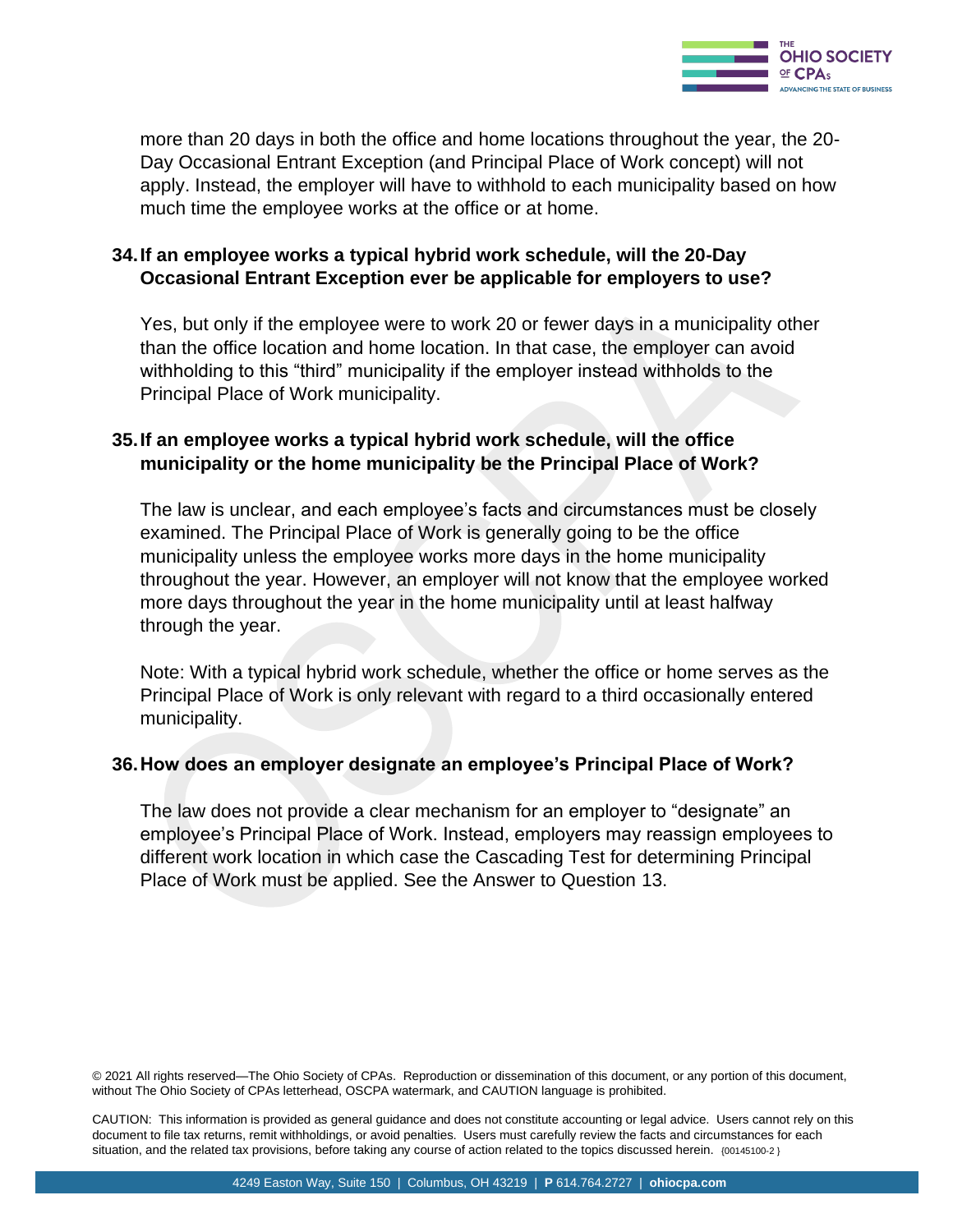more than 20 days in both the office and home locations throughout the year, the 20-Day Occasional Entrant Exception (and Principal Place of Work concept) will not apply. Instead, the employer will have to withhold to each municipality based on how much time the employee works at the office or at home.

**34. If an employee works a typical hybrid work schedule, will the 20-Day Occasional Entrant Exception ever be applicable for employers to use?**

Yes, but only if the employee were to work 20 or fewer days in a municipality other than the office location and home location. In that case, the employer can avoid withholding to this "third" municipality if the employer instead withholds to the Principal Place of Work municipality.

**35. If an employee works a typical hybrid work schedule, will the office municipality or the home municipality be the Principal Place of Work?**

The law is unclear, and each employee's facts and circumstances must be closely examined. The Principal Place of Work is generally going to be the office municipality unless the employee works more days in the home municipality throughout the year. However, an employer will not know that the employee worked more days throughout the year in the home municipality until at least halfway through the year.

Note: With a typical hybrid work schedule, whether the office or home serves as the Principal Place of Work is only relevant with regard to a third occasionally entered municipality.

**36. How does an employer designate an employee's Principal Place of Work?**

The law does not provide a clear mechanism for an employer to "designate" an employee's Principal Place of Work. Instead, employers may reassign employees to different work location in which case the Cascading Test for determining Principal Place of Work must be applied. See the Answer to Question 13.

© 2021 All rights reserved—The Ohio Society of CPAs. Reproduction or dissemination of this document, or any portion of this document, without The Ohio Society of CPAs letterhead, OSCPA watermark, and CAUTION language is prohibited.

CAUTION: This information is provided as general guidance and does not constitute accounting or legal advice. Users cannot rely on this document to file tax returns, remit withholdings, or avoid penalties. Users must carefully review the facts and circumstances for each situation, and the related tax provisions, before taking any course of action related to the topics discussed herein. {00145100-2 }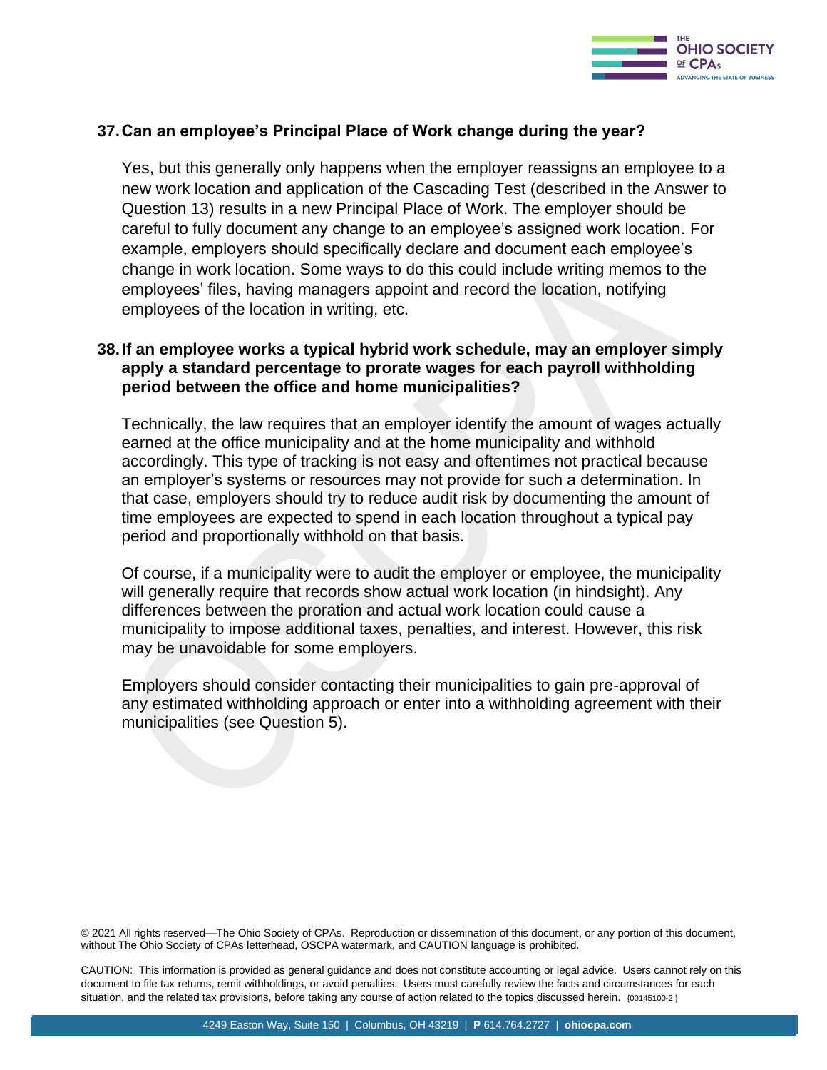**37. Can an employee's Principal Place of Work change during the year?**

Yes, but this generally only happens when the employer reassigns an employee to a new work location and application of the Cascading Test (described in the Answer to Question 13) results in a new Principal Place of Work. The employer should be careful to fully document any change to an employee's assigned work location. For example, employers should specifically declare and document each employee's change in work location. Some ways to do this could include writing memos to the employees' files, having managers appoint and record the location, notifying employees of the location in writing, etc.

**38. If an employee works a typical hybrid work schedule, may an employer simply apply a standard percentage to prorate wages for each payroll withholding period between the office and home municipalities?**

Technically, the law requires that an employer identify the amount of wages actually earned at the office municipality and at the home municipality and withhold accordingly. This type of tracking is not easy and oftentimes not practical because an employer's systems or resources may not provide for such a determination. In that case, employers should try to reduce audit risk by documenting the amount of time employees are expected to spend in each location throughout a typical pay period and proportionally withhold on that basis.

Of course, if a municipality were to audit the employer or employee, the municipality will generally require that records show actual work location (in hindsight). Any differences between the proration and actual work location could cause a municipality to impose additional taxes, penalties, and interest. However, this risk may be unavoidable for some employers.

Employers should consider contacting their municipalities to gain pre-approval of any estimated withholding approach or enter into a withholding agreement with their municipalities (see Question 5).

© 2021 All rights reserved—The Ohio Society of CPAs. Reproduction or dissemination of this document, or any portion of this document, without The Ohio Society of CPAs letterhead, OSCPA watermark, and CAUTION language is prohibited.

CAUTION: This information is provided as general guidance and does not constitute accounting or legal advice. Users cannot rely on this document to file tax returns, remit withholdings, or avoid penalties. Users must carefully review the facts and circumstances for each situation, and the related tax provisions, before taking any course of action related to the topics discussed herein. {00145100-2 }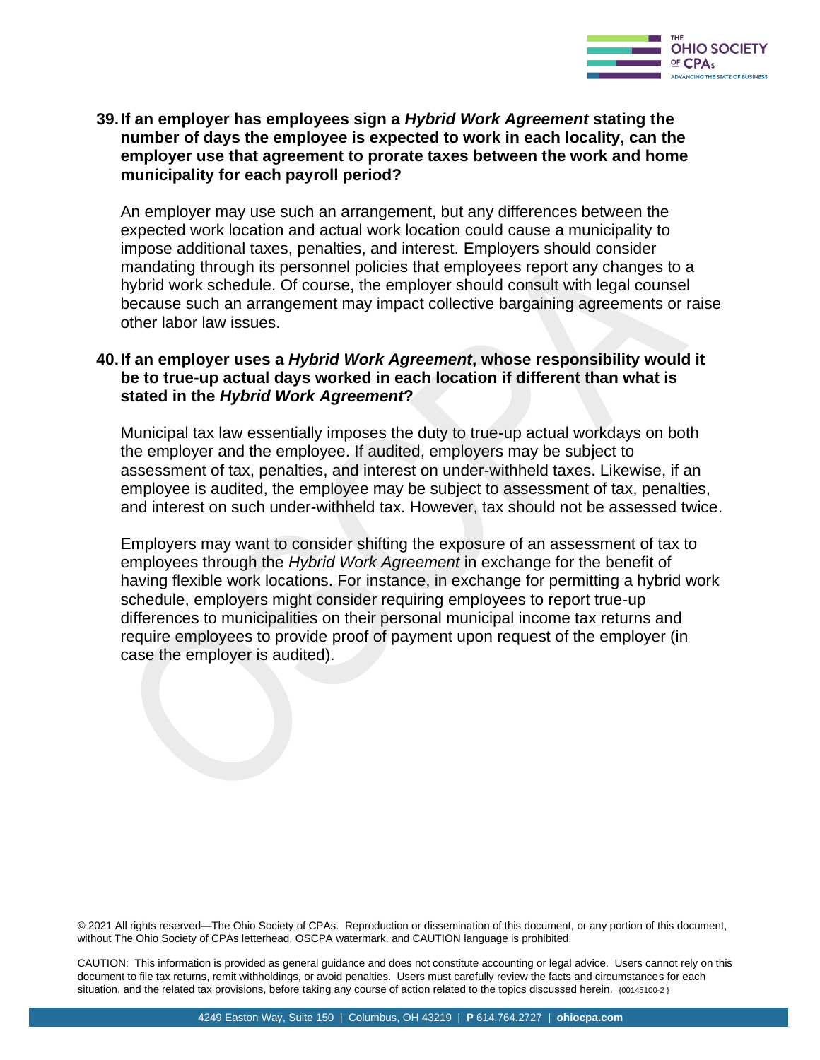**39. If an employer has employees sign a *Hybrid Work Agreement* stating the number of days the employee is expected to work in each locality, can the employer use that agreement to prorate taxes between the work and home municipality for each payroll period?**

An employer may use such an arrangement, but any differences between the expected work location and actual work location could cause a municipality to impose additional taxes, penalties, and interest. Employers should consider mandating through its personnel policies that employees report any changes to a hybrid work schedule. Of course, the employer should consult with legal counsel because such an arrangement may impact collective bargaining agreements or raise other labor law issues.

**40. If an employer uses a *Hybrid Work Agreement*, whose responsibility would it be to true-up actual days worked in each location if different than what is stated in the *Hybrid Work Agreement*?**

Municipal tax law essentially imposes the duty to true-up actual workdays on both the employer and the employee. If audited, employers may be subject to assessment of tax, penalties, and interest on under-withheld taxes. Likewise, if an employee is audited, the employee may be subject to assessment of tax, penalties, and interest on such under-withheld tax. However, tax should not be assessed twice.

Employers may want to consider shifting the exposure of an assessment of tax to employees through the *Hybrid Work Agreement* in exchange for the benefit of having flexible work locations. For instance, in exchange for permitting a hybrid work schedule, employers might consider requiring employees to report true-up differences to municipalities on their personal municipal income tax returns and require employees to provide proof of payment upon request of the employer (in case the employer is audited).

© 2021 All rights reserved—The Ohio Society of CPAs. Reproduction or dissemination of this document, or any portion of this document, without The Ohio Society of CPAs letterhead, OSCPA watermark, and CAUTION language is prohibited.

CAUTION: This information is provided as general guidance and does not constitute accounting or legal advice. Users cannot rely on this document to file tax returns, remit withholdings, or avoid penalties. Users must carefully review the facts and circumstances for each situation, and the related tax provisions, before taking any course of action related to the topics discussed herein. {00145100-2 }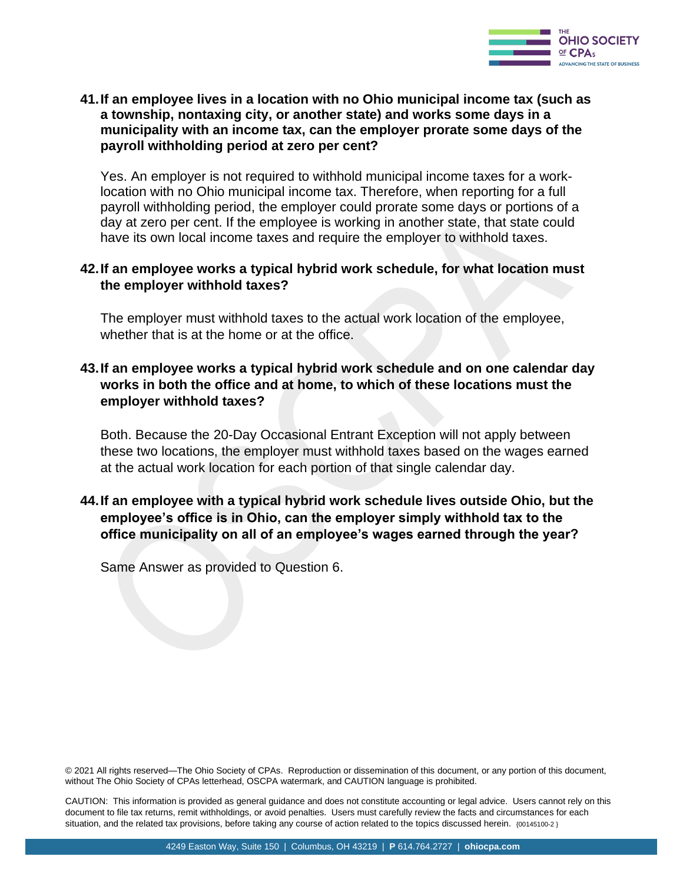**41. If an employee lives in a location with no Ohio municipal income tax (such as a township, nontaxing city, or another state) and works some days in a municipality with an income tax, can the employer prorate some days of the payroll withholding period at zero per cent?**

Yes. An employer is not required to withhold municipal income taxes for a work-location with no Ohio municipal income tax. Therefore, when reporting for a full payroll withholding period, the employer could prorate some days or portions of a day at zero per cent. If the employee is working in another state, that state could have its own local income taxes and require the employer to withhold taxes.

**42. If an employee works a typical hybrid work schedule, for what location must the employer withhold taxes?**

The employer must withhold taxes to the actual work location of the employee, whether that is at the home or at the office.

**43. If an employee works a typical hybrid work schedule and on one calendar day works in both the office and at home, to which of these locations must the employer withhold taxes?**

Both. Because the 20-Day Occasional Entrant Exception will not apply between these two locations, the employer must withhold taxes based on the wages earned at the actual work location for each portion of that single calendar day.

**44. If an employee with a typical hybrid work schedule lives outside Ohio, but the employee's office is in Ohio, can the employer simply withhold tax to the office municipality on all of an employee's wages earned through the year?**

Same Answer as provided to Question 6.

© 2021 All rights reserved—The Ohio Society of CPAs. Reproduction or dissemination of this document, or any portion of this document, without The Ohio Society of CPAs letterhead, OSCPA watermark, and CAUTION language is prohibited.

CAUTION: This information is provided as general guidance and does not constitute accounting or legal advice. Users cannot rely on this document to file tax returns, remit withholdings, or avoid penalties. Users must carefully review the facts and circumstances for each situation, and the related tax provisions, before taking any course of action related to the topics discussed herein. {00145100-2 }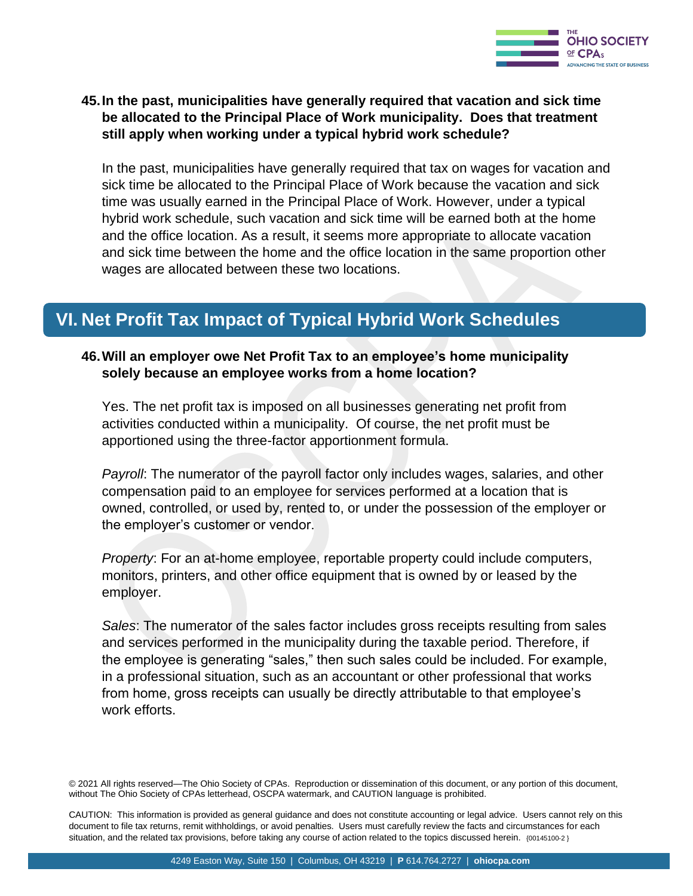**45. In the past, municipalities have generally required that vacation and sick time be allocated to the Principal Place of Work municipality. Does that treatment still apply when working under a typical hybrid work schedule?**

In the past, municipalities have generally required that tax on wages for vacation and sick time be allocated to the Principal Place of Work because the vacation and sick time was usually earned in the Principal Place of Work. However, under a typical hybrid work schedule, such vacation and sick time will be earned both at the home and the office location. As a result, it seems more appropriate to allocate vacation and sick time between the home and the office location in the same proportion other wages are allocated between these two locations.

## VI. Net Profit Tax Impact of Typical Hybrid Work Schedules

**46. Will an employer owe Net Profit Tax to an employee's home municipality solely because an employee works from a home location?**

Yes. The net profit tax is imposed on all businesses generating net profit from activities conducted within a municipality. Of course, the net profit must be apportioned using the three-factor apportionment formula.

*Payroll*: The numerator of the payroll factor only includes wages, salaries, and other compensation paid to an employee for services performed at a location that is owned, controlled, or used by, rented to, or under the possession of the employer or the employer's customer or vendor.

*Property*: For an at-home employee, reportable property could include computers, monitors, printers, and other office equipment that is owned by or leased by the employer.

*Sales*: The numerator of the sales factor includes gross receipts resulting from sales and services performed in the municipality during the taxable period. Therefore, if the employee is generating "sales," then such sales could be included. For example, in a professional situation, such as an accountant or other professional that works from home, gross receipts can usually be directly attributable to that employee's work efforts.

© 2021 All rights reserved—The Ohio Society of CPAs. Reproduction or dissemination of this document, or any portion of this document, without The Ohio Society of CPAs letterhead, OSCPA watermark, and CAUTION language is prohibited.

CAUTION: This information is provided as general guidance and does not constitute accounting or legal advice. Users cannot rely on this document to file tax returns, remit withholdings, or avoid penalties. Users must carefully review the facts and circumstances for each situation, and the related tax provisions, before taking any course of action related to the topics discussed herein. {00145100-2 }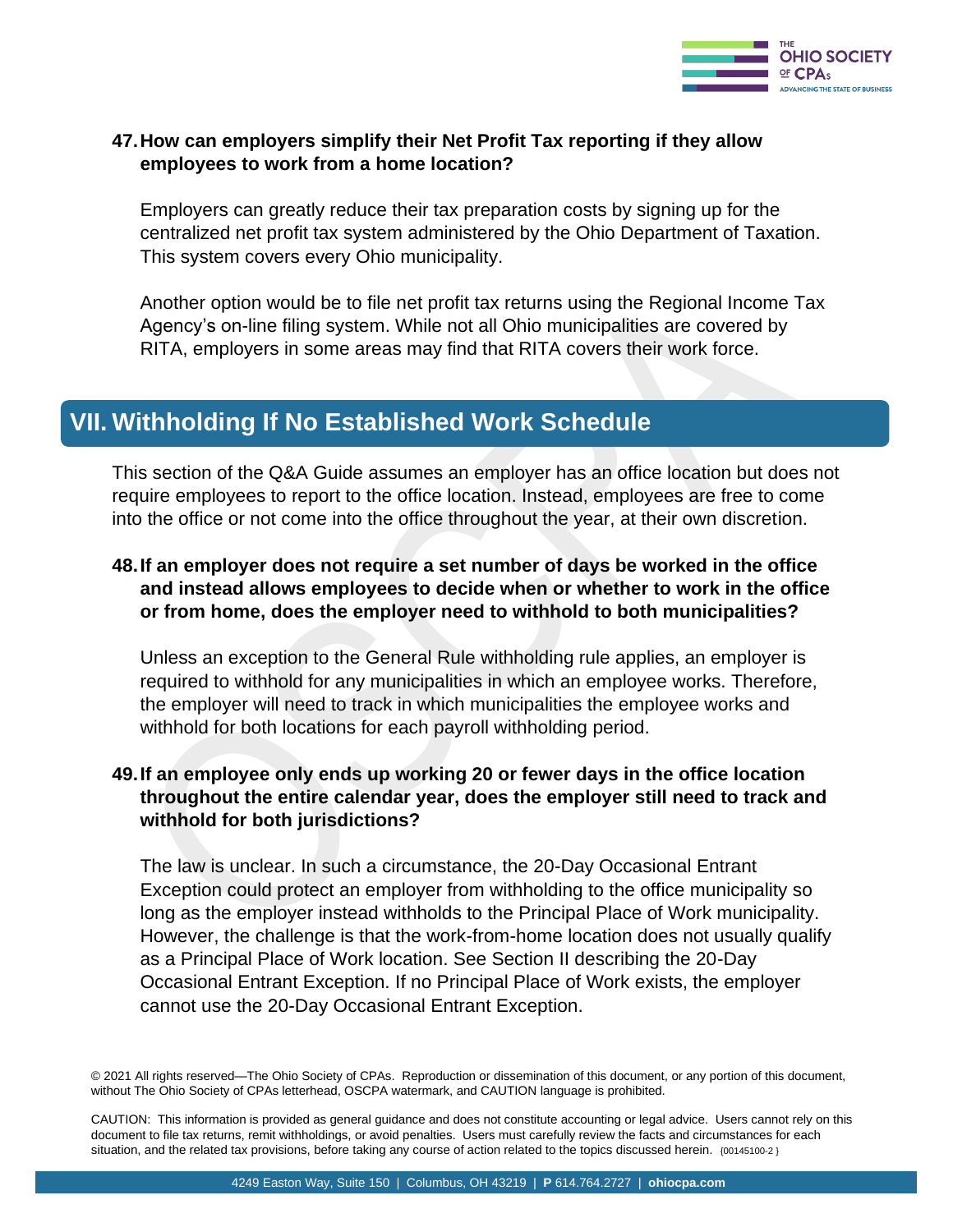**47. How can employers simplify their Net Profit Tax reporting if they allow employees to work from a home location?**

Employers can greatly reduce their tax preparation costs by signing up for the centralized net profit tax system administered by the Ohio Department of Taxation. This system covers every Ohio municipality.

Another option would be to file net profit tax returns using the Regional Income Tax Agency's on-line filing system. While not all Ohio municipalities are covered by RITA, employers in some areas may find that RITA covers their work force.

## VII. Withholding If No Established Work Schedule

This section of the Q&A Guide assumes an employer has an office location but does not require employees to report to the office location. Instead, employees are free to come into the office or not come into the office throughout the year, at their own discretion.

**48. If an employer does not require a set number of days be worked in the office and instead allows employees to decide when or whether to work in the office or from home, does the employer need to withhold to both municipalities?**

Unless an exception to the General Rule withholding rule applies, an employer is required to withhold for any municipalities in which an employee works. Therefore, the employer will need to track in which municipalities the employee works and withhold for both locations for each payroll withholding period.

**49. If an employee only ends up working 20 or fewer days in the office location throughout the entire calendar year, does the employer still need to track and withhold for both jurisdictions?**

The law is unclear. In such a circumstance, the 20-Day Occasional Entrant Exception could protect an employer from withholding to the office municipality so long as the employer instead withholds to the Principal Place of Work municipality. However, the challenge is that the work-from-home location does not usually qualify as a Principal Place of Work location. See Section II describing the 20-Day Occasional Entrant Exception. If no Principal Place of Work exists, the employer cannot use the 20-Day Occasional Entrant Exception.

© 2021 All rights reserved—The Ohio Society of CPAs. Reproduction or dissemination of this document, or any portion of this document, without The Ohio Society of CPAs letterhead, OSCPA watermark, and CAUTION language is prohibited.

CAUTION: This information is provided as general guidance and does not constitute accounting or legal advice. Users cannot rely on this document to file tax returns, remit withholdings, or avoid penalties. Users must carefully review the facts and circumstances for each situation, and the related tax provisions, before taking any course of action related to the topics discussed herein. {00145100-2 }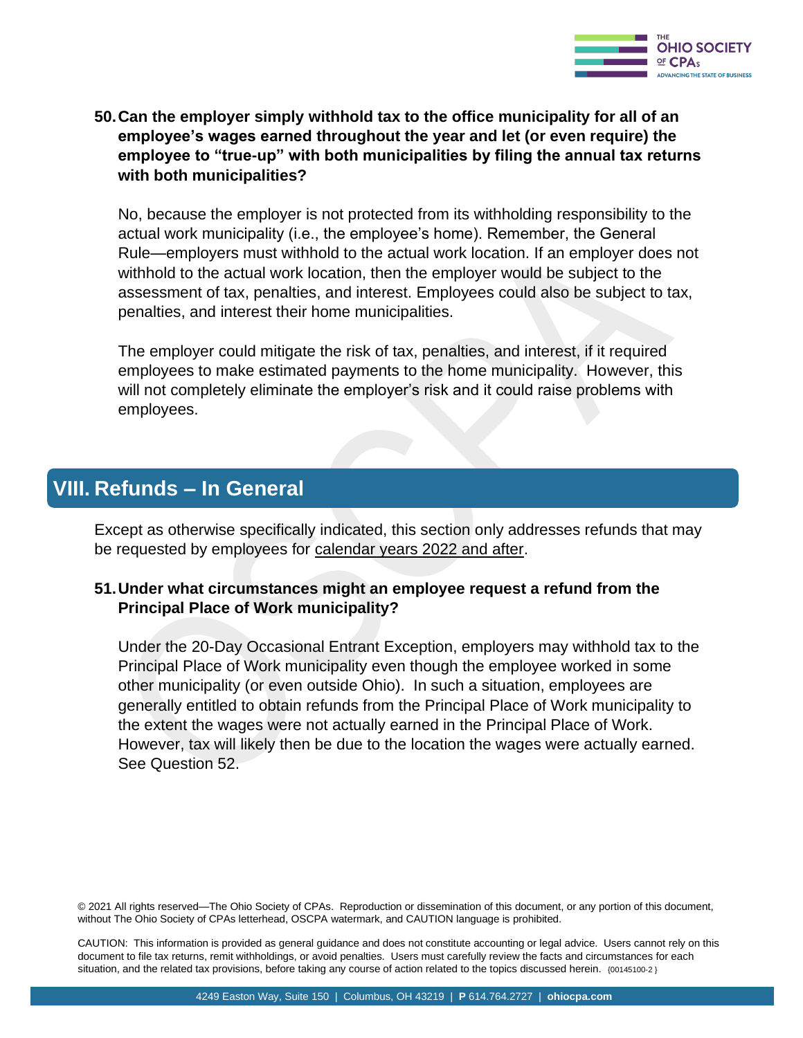**50. Can the employer simply withhold tax to the office municipality for all of an employee's wages earned throughout the year and let (or even require) the employee to "true-up" with both municipalities by filing the annual tax returns with both municipalities?**

No, because the employer is not protected from its withholding responsibility to the actual work municipality (i.e., the employee's home). Remember, the General Rule—employers must withhold to the actual work location. If an employer does not withhold to the actual work location, then the employer would be subject to the assessment of tax, penalties, and interest. Employees could also be subject to tax, penalties, and interest their home municipalities.

The employer could mitigate the risk of tax, penalties, and interest, if it required employees to make estimated payments to the home municipality. However, this will not completely eliminate the employer's risk and it could raise problems with employees.

## VIII. Refunds – In General

Except as otherwise specifically indicated, this section only addresses refunds that may be requested by employees for calendar years 2022 and after.

**51. Under what circumstances might an employee request a refund from the Principal Place of Work municipality?**

Under the 20-Day Occasional Entrant Exception, employers may withhold tax to the Principal Place of Work municipality even though the employee worked in some other municipality (or even outside Ohio). In such a situation, employees are generally entitled to obtain refunds from the Principal Place of Work municipality to the extent the wages were not actually earned in the Principal Place of Work. However, tax will likely then be due to the location the wages were actually earned. See Question 52.

© 2021 All rights reserved—The Ohio Society of CPAs. Reproduction or dissemination of this document, or any portion of this document, without The Ohio Society of CPAs letterhead, OSCPA watermark, and CAUTION language is prohibited.

CAUTION: This information is provided as general guidance and does not constitute accounting or legal advice. Users cannot rely on this document to file tax returns, remit withholdings, or avoid penalties. Users must carefully review the facts and circumstances for each situation, and the related tax provisions, before taking any course of action related to the topics discussed herein. {00145100-2 }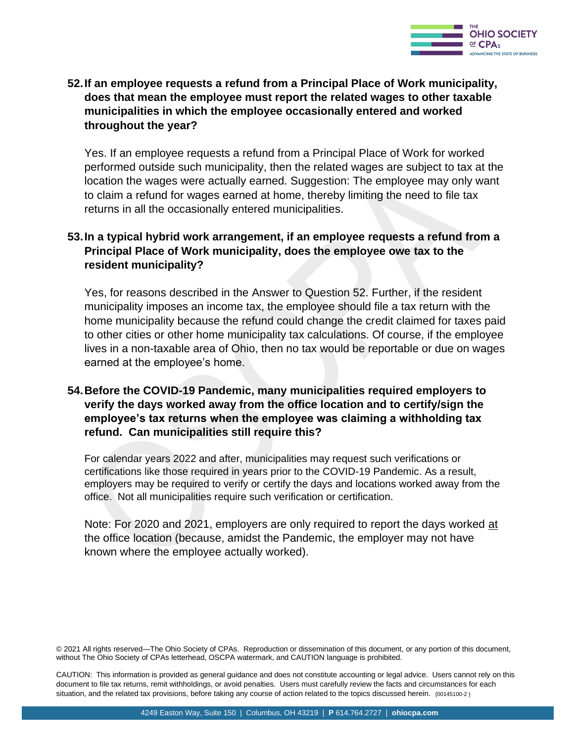**52. If an employee requests a refund from a Principal Place of Work municipality, does that mean the employee must report the related wages to other taxable municipalities in which the employee occasionally entered and worked throughout the year?**

Yes. If an employee requests a refund from a Principal Place of Work for worked performed outside such municipality, then the related wages are subject to tax at the location the wages were actually earned. Suggestion: The employee may only want to claim a refund for wages earned at home, thereby limiting the need to file tax returns in all the occasionally entered municipalities.

**53. In a typical hybrid work arrangement, if an employee requests a refund from a Principal Place of Work municipality, does the employee owe tax to the resident municipality?**

Yes, for reasons described in the Answer to Question 52. Further, if the resident municipality imposes an income tax, the employee should file a tax return with the home municipality because the refund could change the credit claimed for taxes paid to other cities or other home municipality tax calculations. Of course, if the employee lives in a non-taxable area of Ohio, then no tax would be reportable or due on wages earned at the employee's home.

**54. Before the COVID-19 Pandemic, many municipalities required employers to verify the days worked away from the office location and to certify/sign the employee's tax returns when the employee was claiming a withholding tax refund. Can municipalities still require this?**

For calendar years 2022 and after, municipalities may request such verifications or certifications like those required in years prior to the COVID-19 Pandemic. As a result, employers may be required to verify or certify the days and locations worked away from the office. Not all municipalities require such verification or certification.

Note: For 2020 and 2021, employers are only required to report the days worked <u>at</u> the office location (because, amidst the Pandemic, the employer may not have known where the employee actually worked).

© 2021 All rights reserved—The Ohio Society of CPAs. Reproduction or dissemination of this document, or any portion of this document, without The Ohio Society of CPAs letterhead, OSCPA watermark, and CAUTION language is prohibited.

CAUTION: This information is provided as general guidance and does not constitute accounting or legal advice. Users cannot rely on this document to file tax returns, remit withholdings, or avoid penalties. Users must carefully review the facts and circumstances for each situation, and the related tax provisions, before taking any course of action related to the topics discussed herein. {00145100-2 }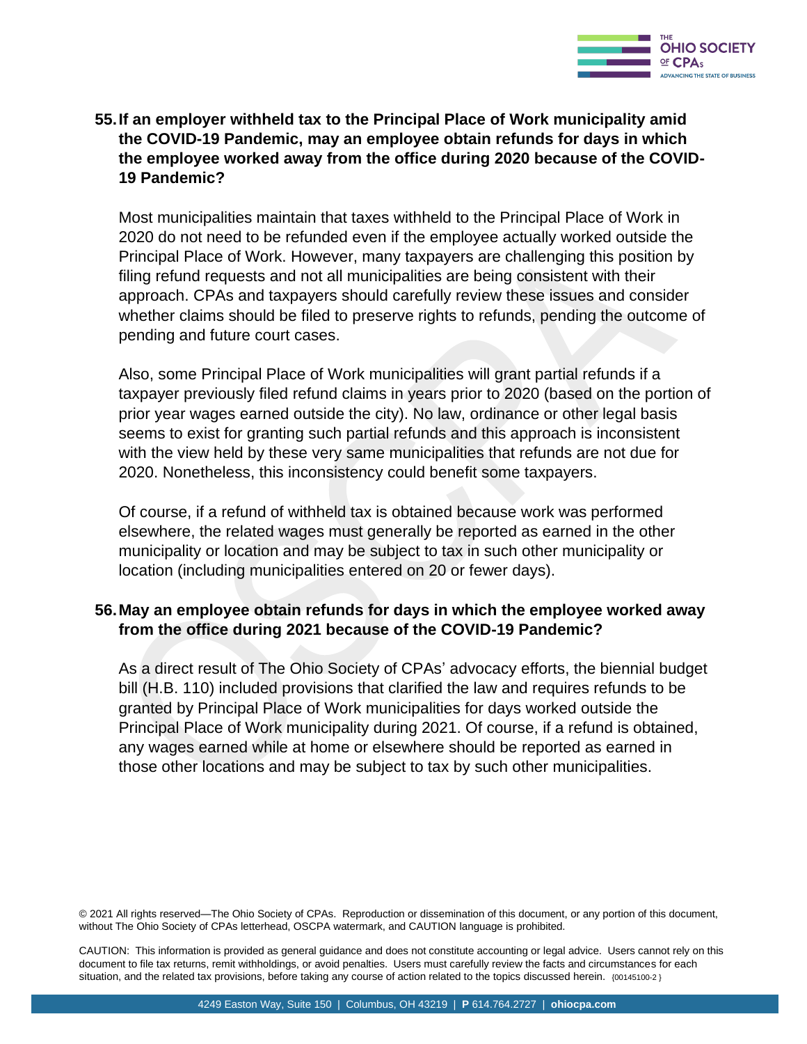**55. If an employer withheld tax to the Principal Place of Work municipality amid the COVID-19 Pandemic, may an employee obtain refunds for days in which the employee worked away from the office during 2020 because of the COVID-19 Pandemic?**

Most municipalities maintain that taxes withheld to the Principal Place of Work in 2020 do not need to be refunded even if the employee actually worked outside the Principal Place of Work. However, many taxpayers are challenging this position by filing refund requests and not all municipalities are being consistent with their approach. CPAs and taxpayers should carefully review these issues and consider whether claims should be filed to preserve rights to refunds, pending the outcome of pending and future court cases.

Also, some Principal Place of Work municipalities will grant partial refunds if a taxpayer previously filed refund claims in years prior to 2020 (based on the portion of prior year wages earned outside the city). No law, ordinance or other legal basis seems to exist for granting such partial refunds and this approach is inconsistent with the view held by these very same municipalities that refunds are not due for 2020. Nonetheless, this inconsistency could benefit some taxpayers.

Of course, if a refund of withheld tax is obtained because work was performed elsewhere, the related wages must generally be reported as earned in the other municipality or location and may be subject to tax in such other municipality or location (including municipalities entered on 20 or fewer days).

**56. May an employee obtain refunds for days in which the employee worked away from the office during 2021 because of the COVID-19 Pandemic?**

As a direct result of The Ohio Society of CPAs' advocacy efforts, the biennial budget bill (H.B. 110) included provisions that clarified the law and requires refunds to be granted by Principal Place of Work municipalities for days worked outside the Principal Place of Work municipality during 2021. Of course, if a refund is obtained, any wages earned while at home or elsewhere should be reported as earned in those other locations and may be subject to tax by such other municipalities.

© 2021 All rights reserved—The Ohio Society of CPAs. Reproduction or dissemination of this document, or any portion of this document, without The Ohio Society of CPAs letterhead, OSCPA watermark, and CAUTION language is prohibited.

CAUTION: This information is provided as general guidance and does not constitute accounting or legal advice. Users cannot rely on this document to file tax returns, remit withholdings, or avoid penalties. Users must carefully review the facts and circumstances for each situation, and the related tax provisions, before taking any course of action related to the topics discussed herein. {00145100-2 }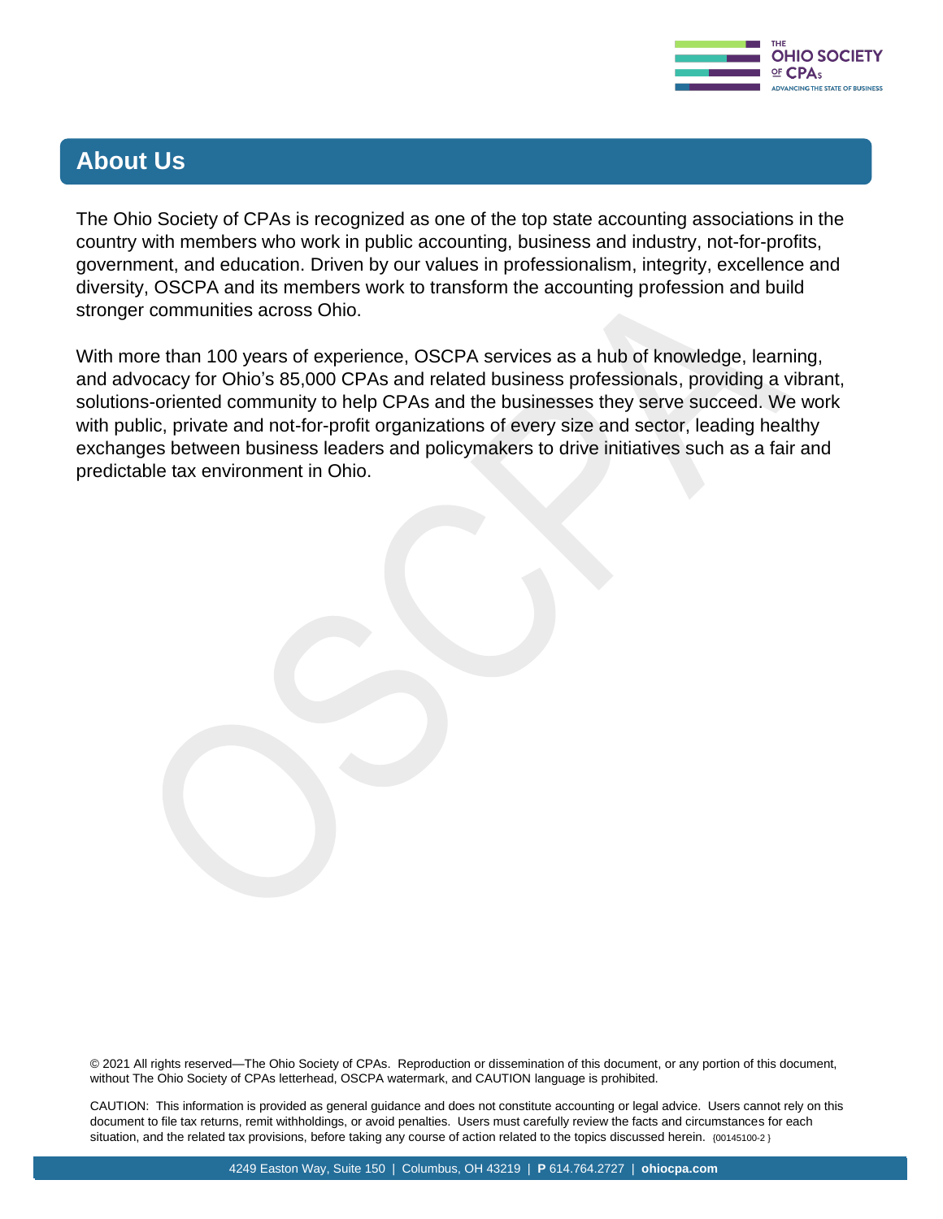## About Us

The Ohio Society of CPAs is recognized as one of the top state accounting associations in the country with members who work in public accounting, business and industry, not-for-profits, government, and education. Driven by our values in professionalism, integrity, excellence and diversity, OSCPA and its members work to transform the accounting profession and build stronger communities across Ohio.

With more than 100 years of experience, OSCPA services as a hub of knowledge, learning, and advocacy for Ohio's 85,000 CPAs and related business professionals, providing a vibrant, solutions-oriented community to help CPAs and the businesses they serve succeed. We work with public, private and not-for-profit organizations of every size and sector, leading healthy exchanges between business leaders and policymakers to drive initiatives such as a fair and predictable tax environment in Ohio.

© 2021 All rights reserved—The Ohio Society of CPAs. Reproduction or dissemination of this document, or any portion of this document, without The Ohio Society of CPAs letterhead, OSCPA watermark, and CAUTION language is prohibited.

CAUTION: This information is provided as general guidance and does not constitute accounting or legal advice. Users cannot rely on this document to file tax returns, remit withholdings, or avoid penalties. Users must carefully review the facts and circumstances for each situation, and the related tax provisions, before taking any course of action related to the topics discussed herein. {00145100-2 }

4249 Easton Way, Suite 150 | Columbus, OH 43219 | **P** 614.764.2727 | **ohiocpa.com**